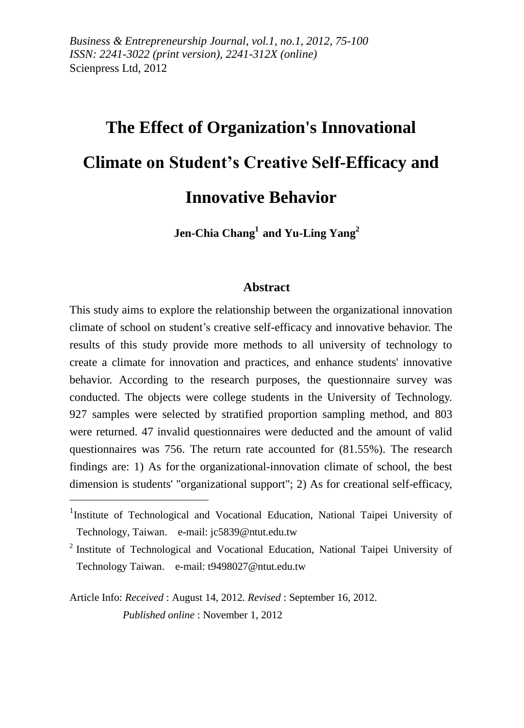*Business & Entrepreneurship Journal, vol.1, no.1, 2012, 75-100*
*ISSN: 2241-3022 (print version), 2241-312X (online)*
Scienpress Ltd, 2012

# The Effect of Organization's Innovational Climate on Student's Creative Self-Efficacy and Innovative Behavior

**Jen-Chia Chang[1] and Yu-Ling Yang[2]**

## Abstract

This study aims to explore the relationship between the organizational innovation climate of school on student's creative self-efficacy and innovative behavior. The results of this study provide more methods to all university of technology to create a climate for innovation and practices, and enhance students' innovative behavior. According to the research purposes, the questionnaire survey was conducted. The objects were college students in the University of Technology. 927 samples were selected by stratified proportion sampling method, and 803 were returned. 47 invalid questionnaires were deducted and the amount of valid questionnaires was 756. The return rate accounted for (81.55%). The research findings are: 1) As for the organizational-innovation climate of school, the best dimension is students' "organizational support"; 2) As for creational self-efficacy,

---

[1] Institute of Technological and Vocational Education, National Taipei University of Technology, Taiwan. e-mail: jc5839@ntut.edu.tw

[2] Institute of Technological and Vocational Education, National Taipei University of Technology Taiwan. e-mail: t9498027@ntut.edu.tw

Article Info: *Received* : August 14, 2012. *Revised* : September 16, 2012.
*Published online* : November 1, 2012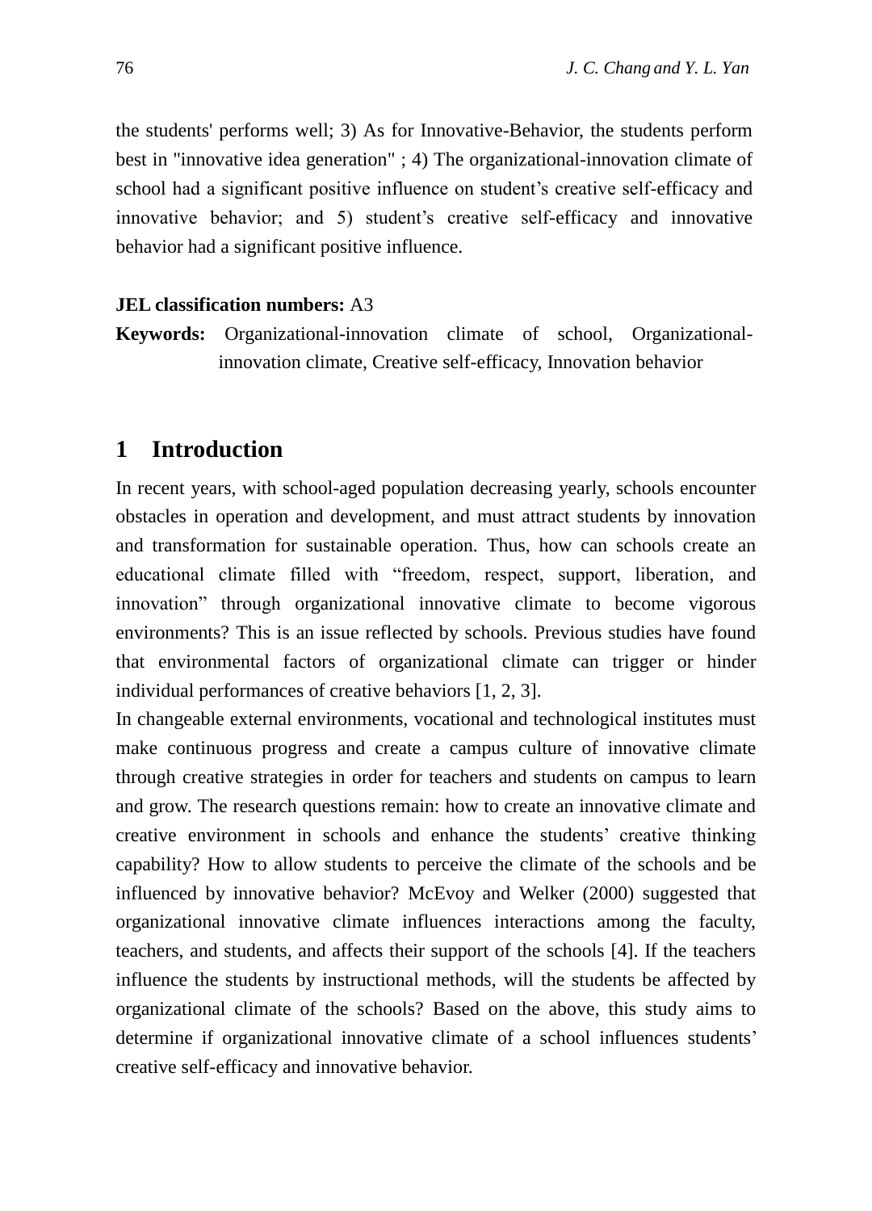the students' performs well; 3) As for Innovative-Behavior, the students perform best in "innovative idea generation" ; 4) The organizational-innovation climate of school had a significant positive influence on student's creative self-efficacy and innovative behavior; and 5) student's creative self-efficacy and innovative behavior had a significant positive influence.

**JEL classification numbers:** A3

**Keywords:** Organizational-innovation climate of school, Organizational-innovation climate, Creative self-efficacy, Innovation behavior

## 1 Introduction

In recent years, with school-aged population decreasing yearly, schools encounter obstacles in operation and development, and must attract students by innovation and transformation for sustainable operation. Thus, how can schools create an educational climate filled with "freedom, respect, support, liberation, and innovation" through organizational innovative climate to become vigorous environments? This is an issue reflected by schools. Previous studies have found that environmental factors of organizational climate can trigger or hinder individual performances of creative behaviors [1, 2, 3].

In changeable external environments, vocational and technological institutes must make continuous progress and create a campus culture of innovative climate through creative strategies in order for teachers and students on campus to learn and grow. The research questions remain: how to create an innovative climate and creative environment in schools and enhance the students' creative thinking capability? How to allow students to perceive the climate of the schools and be influenced by innovative behavior? McEvoy and Welker (2000) suggested that organizational innovative climate influences interactions among the faculty, teachers, and students, and affects their support of the schools [4]. If the teachers influence the students by instructional methods, will the students be affected by organizational climate of the schools? Based on the above, this study aims to determine if organizational innovative climate of a school influences students' creative self-efficacy and innovative behavior.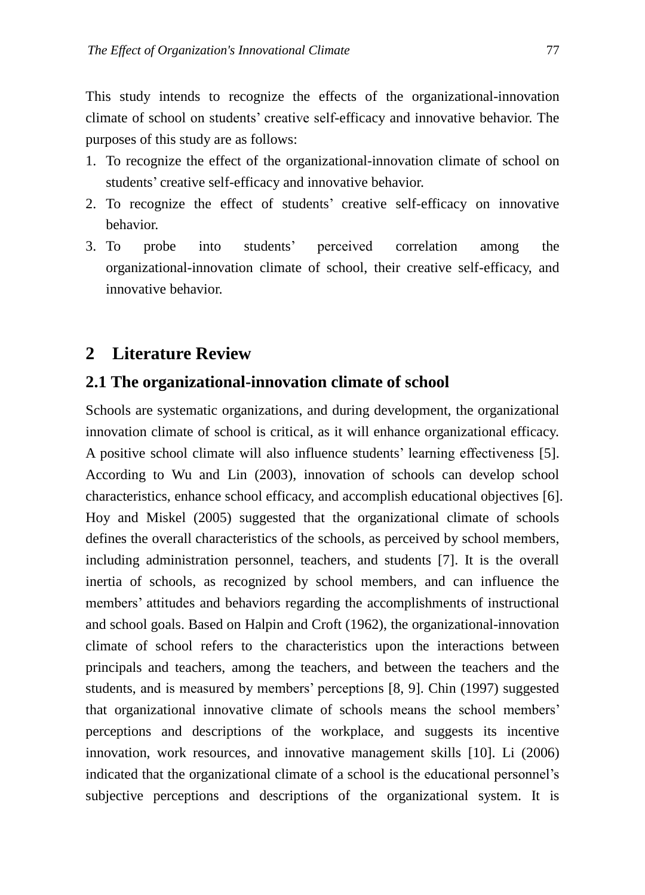This study intends to recognize the effects of the organizational-innovation climate of school on students' creative self-efficacy and innovative behavior. The purposes of this study are as follows:

1. To recognize the effect of the organizational-innovation climate of school on students' creative self-efficacy and innovative behavior.
2. To recognize the effect of students' creative self-efficacy on innovative behavior.
3. To probe into students' perceived correlation among the organizational-innovation climate of school, their creative self-efficacy, and innovative behavior.

## 2 Literature Review

### 2.1 The organizational-innovation climate of school

Schools are systematic organizations, and during development, the organizational innovation climate of school is critical, as it will enhance organizational efficacy. A positive school climate will also influence students' learning effectiveness [5]. According to Wu and Lin (2003), innovation of schools can develop school characteristics, enhance school efficacy, and accomplish educational objectives [6]. Hoy and Miskel (2005) suggested that the organizational climate of schools defines the overall characteristics of the schools, as perceived by school members, including administration personnel, teachers, and students [7]. It is the overall inertia of schools, as recognized by school members, and can influence the members' attitudes and behaviors regarding the accomplishments of instructional and school goals. Based on Halpin and Croft (1962), the organizational-innovation climate of school refers to the characteristics upon the interactions between principals and teachers, among the teachers, and between the teachers and the students, and is measured by members' perceptions [8, 9]. Chin (1997) suggested that organizational innovative climate of schools means the school members' perceptions and descriptions of the workplace, and suggests its incentive innovation, work resources, and innovative management skills [10]. Li (2006) indicated that the organizational climate of a school is the educational personnel's subjective perceptions and descriptions of the organizational system. It is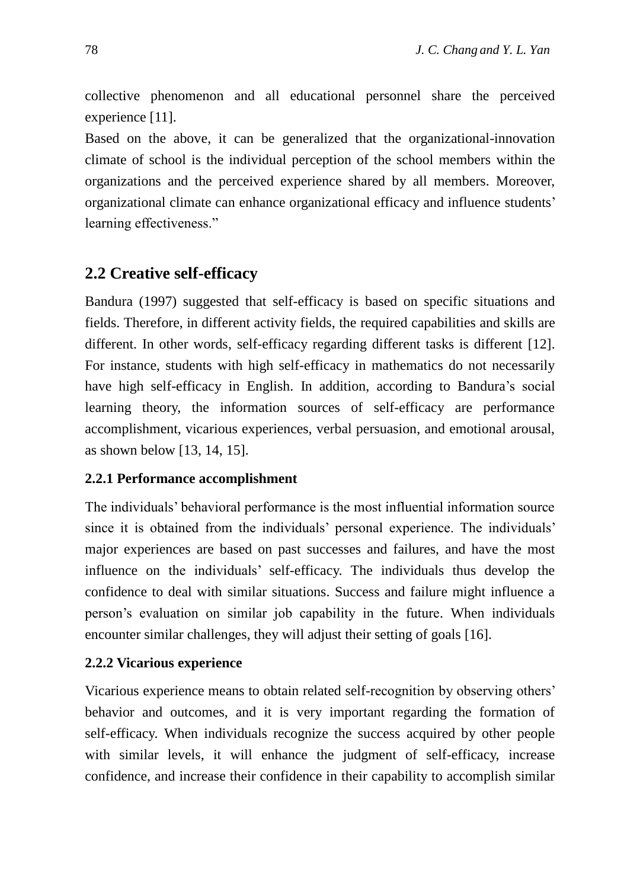collective phenomenon and all educational personnel share the perceived experience [11].

Based on the above, it can be generalized that the organizational-innovation climate of school is the individual perception of the school members within the organizations and the perceived experience shared by all members. Moreover, organizational climate can enhance organizational efficacy and influence students' learning effectiveness."

## 2.2 Creative self-efficacy

Bandura (1997) suggested that self-efficacy is based on specific situations and fields. Therefore, in different activity fields, the required capabilities and skills are different. In other words, self-efficacy regarding different tasks is different [12]. For instance, students with high self-efficacy in mathematics do not necessarily have high self-efficacy in English. In addition, according to Bandura's social learning theory, the information sources of self-efficacy are performance accomplishment, vicarious experiences, verbal persuasion, and emotional arousal, as shown below [13, 14, 15].

### 2.2.1 Performance accomplishment

The individuals' behavioral performance is the most influential information source since it is obtained from the individuals' personal experience. The individuals' major experiences are based on past successes and failures, and have the most influence on the individuals' self-efficacy. The individuals thus develop the confidence to deal with similar situations. Success and failure might influence a person's evaluation on similar job capability in the future. When individuals encounter similar challenges, they will adjust their setting of goals [16].

### 2.2.2 Vicarious experience

Vicarious experience means to obtain related self-recognition by observing others' behavior and outcomes, and it is very important regarding the formation of self-efficacy. When individuals recognize the success acquired by other people with similar levels, it will enhance the judgment of self-efficacy, increase confidence, and increase their confidence in their capability to accomplish similar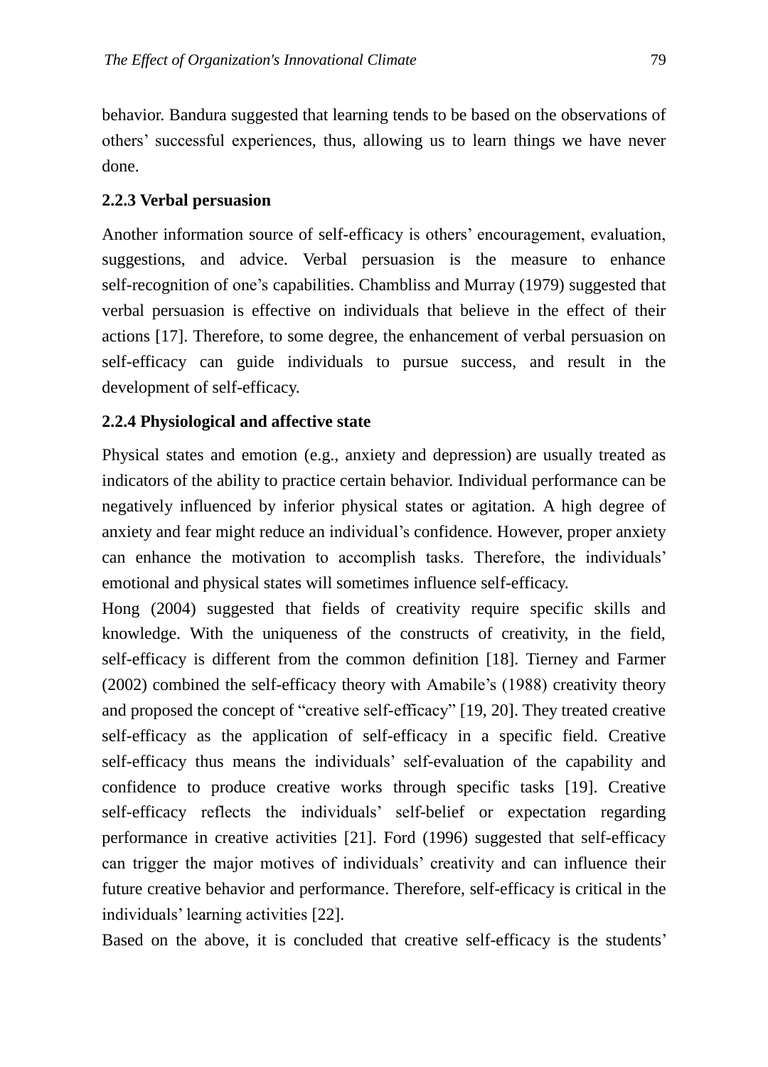behavior. Bandura suggested that learning tends to be based on the observations of others' successful experiences, thus, allowing us to learn things we have never done.

### 2.2.3 Verbal persuasion

Another information source of self-efficacy is others' encouragement, evaluation, suggestions, and advice. Verbal persuasion is the measure to enhance self-recognition of one's capabilities. Chambliss and Murray (1979) suggested that verbal persuasion is effective on individuals that believe in the effect of their actions [17]. Therefore, to some degree, the enhancement of verbal persuasion on self-efficacy can guide individuals to pursue success, and result in the development of self-efficacy.

### 2.2.4 Physiological and affective state

Physical states and emotion (e.g., anxiety and depression) are usually treated as indicators of the ability to practice certain behavior. Individual performance can be negatively influenced by inferior physical states or agitation. A high degree of anxiety and fear might reduce an individual's confidence. However, proper anxiety can enhance the motivation to accomplish tasks. Therefore, the individuals' emotional and physical states will sometimes influence self-efficacy.

Hong (2004) suggested that fields of creativity require specific skills and knowledge. With the uniqueness of the constructs of creativity, in the field, self-efficacy is different from the common definition [18]. Tierney and Farmer (2002) combined the self-efficacy theory with Amabile's (1988) creativity theory and proposed the concept of "creative self-efficacy" [19, 20]. They treated creative self-efficacy as the application of self-efficacy in a specific field. Creative self-efficacy thus means the individuals' self-evaluation of the capability and confidence to produce creative works through specific tasks [19]. Creative self-efficacy reflects the individuals' self-belief or expectation regarding performance in creative activities [21]. Ford (1996) suggested that self-efficacy can trigger the major motives of individuals' creativity and can influence their future creative behavior and performance. Therefore, self-efficacy is critical in the individuals' learning activities [22].

Based on the above, it is concluded that creative self-efficacy is the students'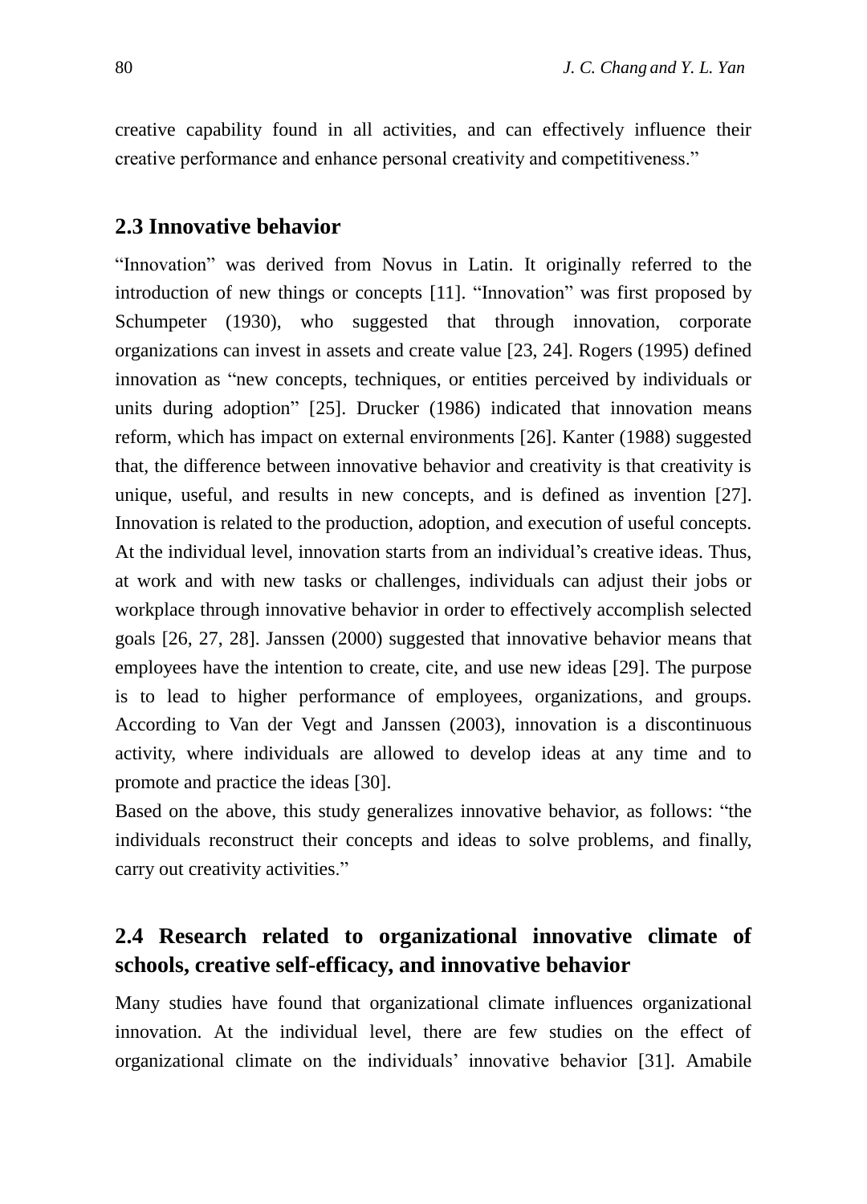creative capability found in all activities, and can effectively influence their creative performance and enhance personal creativity and competitiveness."

## 2.3 Innovative behavior

"Innovation" was derived from Novus in Latin. It originally referred to the introduction of new things or concepts [11]. "Innovation" was first proposed by Schumpeter (1930), who suggested that through innovation, corporate organizations can invest in assets and create value [23, 24]. Rogers (1995) defined innovation as "new concepts, techniques, or entities perceived by individuals or units during adoption" [25]. Drucker (1986) indicated that innovation means reform, which has impact on external environments [26]. Kanter (1988) suggested that, the difference between innovative behavior and creativity is that creativity is unique, useful, and results in new concepts, and is defined as invention [27]. Innovation is related to the production, adoption, and execution of useful concepts. At the individual level, innovation starts from an individual's creative ideas. Thus, at work and with new tasks or challenges, individuals can adjust their jobs or workplace through innovative behavior in order to effectively accomplish selected goals [26, 27, 28]. Janssen (2000) suggested that innovative behavior means that employees have the intention to create, cite, and use new ideas [29]. The purpose is to lead to higher performance of employees, organizations, and groups. According to Van der Vegt and Janssen (2003), innovation is a discontinuous activity, where individuals are allowed to develop ideas at any time and to promote and practice the ideas [30].

Based on the above, this study generalizes innovative behavior, as follows: "the individuals reconstruct their concepts and ideas to solve problems, and finally, carry out creativity activities."

## 2.4 Research related to organizational innovative climate of schools, creative self-efficacy, and innovative behavior

Many studies have found that organizational climate influences organizational innovation. At the individual level, there are few studies on the effect of organizational climate on the individuals' innovative behavior [31]. Amabile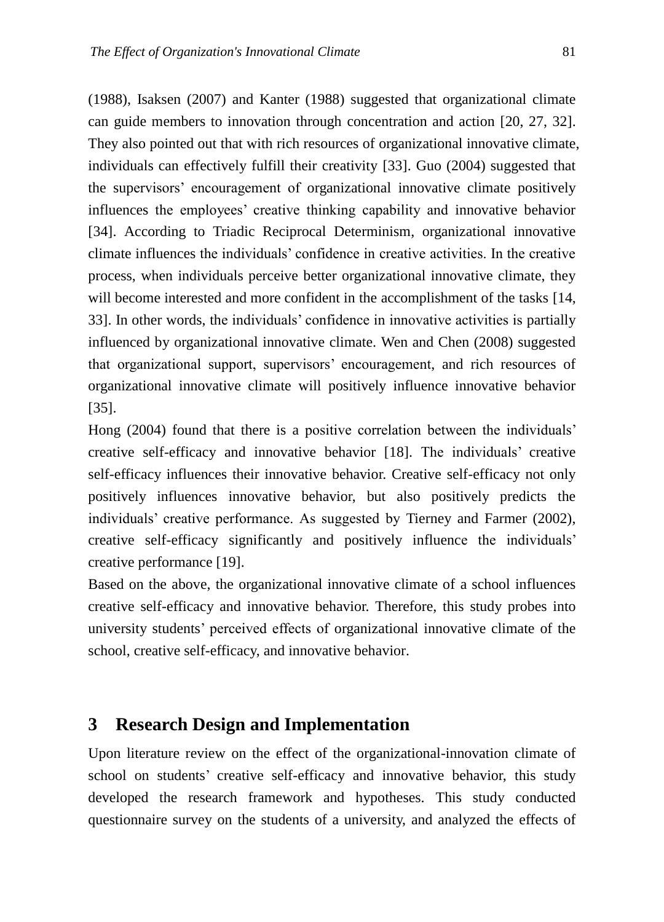(1988), Isaksen (2007) and Kanter (1988) suggested that organizational climate can guide members to innovation through concentration and action [20, 27, 32]. They also pointed out that with rich resources of organizational innovative climate, individuals can effectively fulfill their creativity [33]. Guo (2004) suggested that the supervisors' encouragement of organizational innovative climate positively influences the employees' creative thinking capability and innovative behavior [34]. According to Triadic Reciprocal Determinism, organizational innovative climate influences the individuals' confidence in creative activities. In the creative process, when individuals perceive better organizational innovative climate, they will become interested and more confident in the accomplishment of the tasks [14, 33]. In other words, the individuals' confidence in innovative activities is partially influenced by organizational innovative climate. Wen and Chen (2008) suggested that organizational support, supervisors' encouragement, and rich resources of organizational innovative climate will positively influence innovative behavior [35].

Hong (2004) found that there is a positive correlation between the individuals' creative self-efficacy and innovative behavior [18]. The individuals' creative self-efficacy influences their innovative behavior. Creative self-efficacy not only positively influences innovative behavior, but also positively predicts the individuals' creative performance. As suggested by Tierney and Farmer (2002), creative self-efficacy significantly and positively influence the individuals' creative performance [19].

Based on the above, the organizational innovative climate of a school influences creative self-efficacy and innovative behavior. Therefore, this study probes into university students' perceived effects of organizational innovative climate of the school, creative self-efficacy, and innovative behavior.

## 3 Research Design and Implementation

Upon literature review on the effect of the organizational-innovation climate of school on students' creative self-efficacy and innovative behavior, this study developed the research framework and hypotheses. This study conducted questionnaire survey on the students of a university, and analyzed the effects of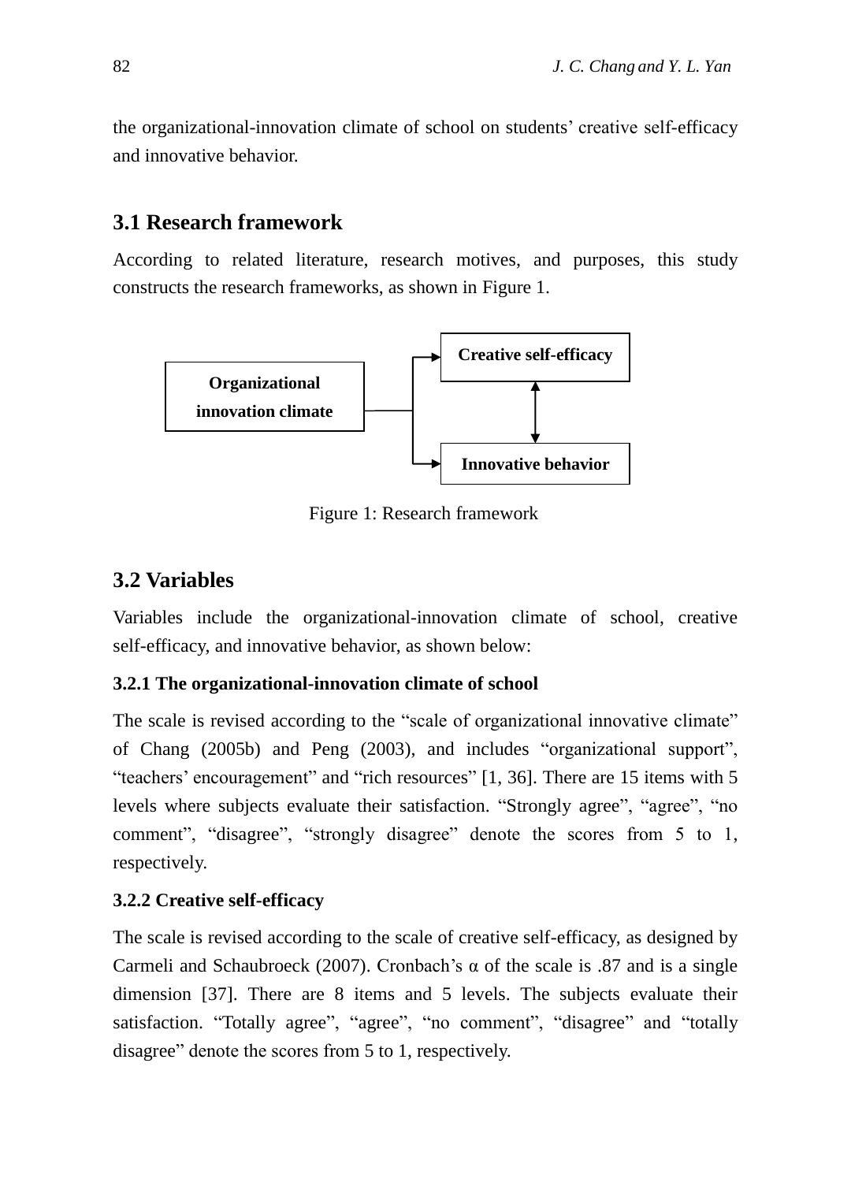the organizational-innovation climate of school on students' creative self-efficacy and innovative behavior.

## 3.1 Research framework

According to related literature, research motives, and purposes, this study constructs the research frameworks, as shown in Figure 1.

Figure 1: Research framework

## 3.2 Variables

Variables include the organizational-innovation climate of school, creative self-efficacy, and innovative behavior, as shown below:

### 3.2.1 The organizational-innovation climate of school

The scale is revised according to the "scale of organizational innovative climate" of Chang (2005b) and Peng (2003), and includes "organizational support", "teachers' encouragement" and "rich resources" [1, 36]. There are 15 items with 5 levels where subjects evaluate their satisfaction. "Strongly agree", "agree", "no comment", "disagree", "strongly disagree" denote the scores from 5 to 1, respectively.

### 3.2.2 Creative self-efficacy

The scale is revised according to the scale of creative self-efficacy, as designed by Carmeli and Schaubroeck (2007). Cronbach's α of the scale is .87 and is a single dimension [37]. There are 8 items and 5 levels. The subjects evaluate their satisfaction. "Totally agree", "agree", "no comment", "disagree" and "totally disagree" denote the scores from 5 to 1, respectively.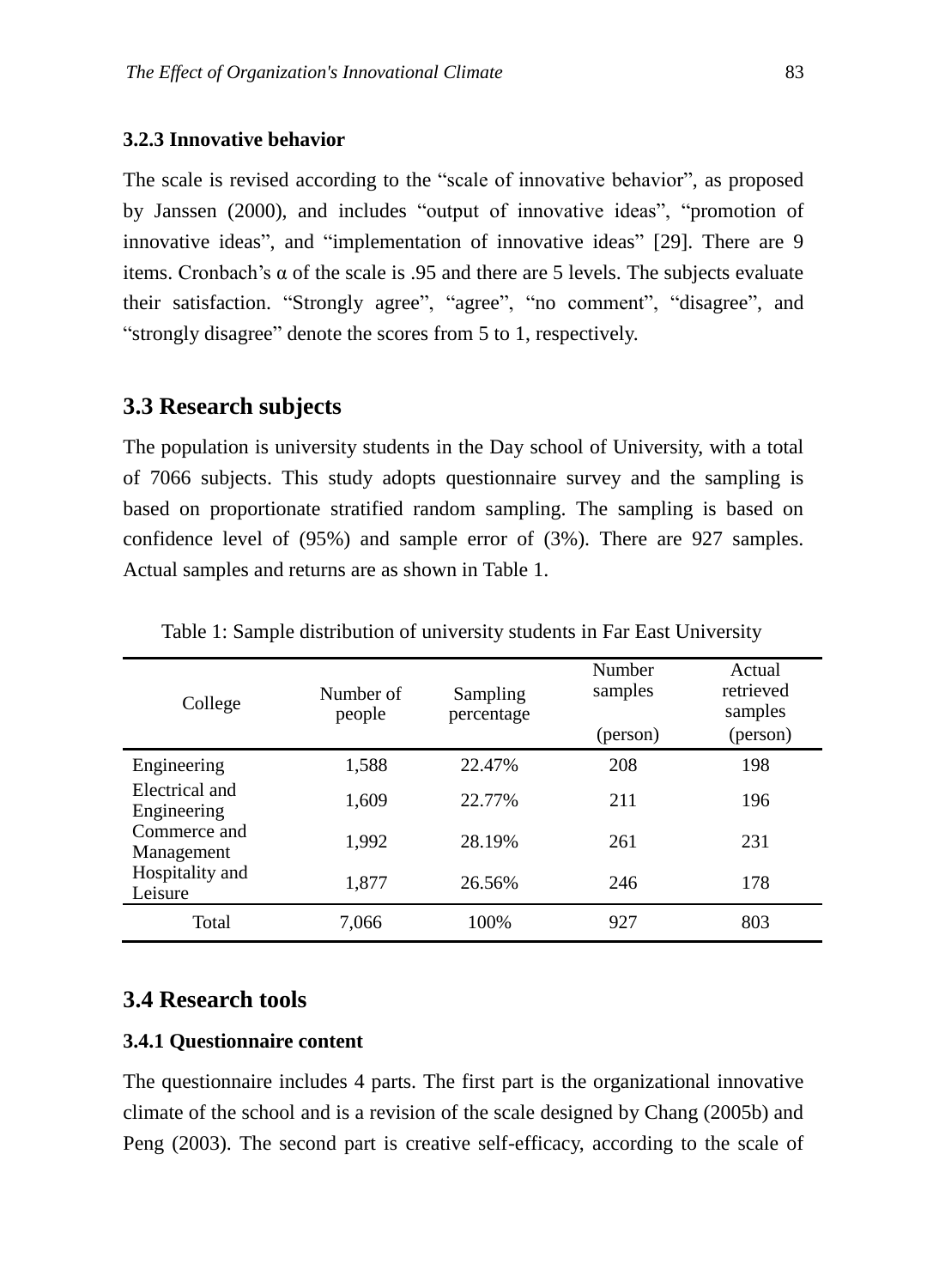### 3.2.3 Innovative behavior

The scale is revised according to the "scale of innovative behavior", as proposed by Janssen (2000), and includes "output of innovative ideas", "promotion of innovative ideas", and "implementation of innovative ideas" [29]. There are 9 items. Cronbach's α of the scale is .95 and there are 5 levels. The subjects evaluate their satisfaction. "Strongly agree", "agree", "no comment", "disagree", and "strongly disagree" denote the scores from 5 to 1, respectively.

## 3.3 Research subjects

The population is university students in the Day school of University, with a total of 7066 subjects. This study adopts questionnaire survey and the sampling is based on proportionate stratified random sampling. The sampling is based on confidence level of (95%) and sample error of (3%). There are 927 samples. Actual samples and returns are as shown in Table 1.

Table 1: Sample distribution of university students in Far East University

| College | Number of people | Sampling percentage | Number samples (person) | Actual retrieved samples (person) |
|---|---|---|---|---|
| Engineering | 1,588 | 22.47% | 208 | 198 |
| Electrical and Engineering | 1,609 | 22.77% | 211 | 196 |
| Commerce and Management | 1,992 | 28.19% | 261 | 231 |
| Hospitality and Leisure | 1,877 | 26.56% | 246 | 178 |
| Total | 7,066 | 100% | 927 | 803 |

## 3.4 Research tools

### 3.4.1 Questionnaire content

The questionnaire includes 4 parts. The first part is the organizational innovative climate of the school and is a revision of the scale designed by Chang (2005b) and Peng (2003). The second part is creative self-efficacy, according to the scale of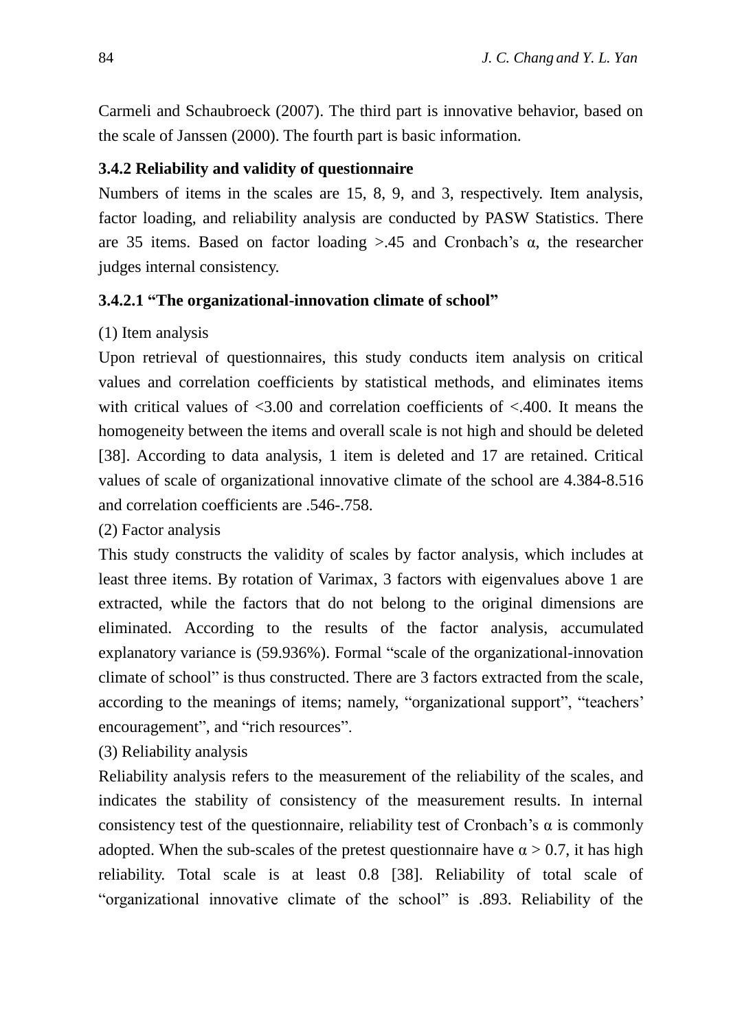Carmeli and Schaubroeck (2007). The third part is innovative behavior, based on the scale of Janssen (2000). The fourth part is basic information.

### 3.4.2 Reliability and validity of questionnaire

Numbers of items in the scales are 15, 8, 9, and 3, respectively. Item analysis, factor loading, and reliability analysis are conducted by PASW Statistics. There are 35 items. Based on factor loading >.45 and Cronbach's α, the researcher judges internal consistency.

#### 3.4.2.1 "The organizational-innovation climate of school"

(1) Item analysis

Upon retrieval of questionnaires, this study conducts item analysis on critical values and correlation coefficients by statistical methods, and eliminates items with critical values of <3.00 and correlation coefficients of <.400. It means the homogeneity between the items and overall scale is not high and should be deleted [38]. According to data analysis, 1 item is deleted and 17 are retained. Critical values of scale of organizational innovative climate of the school are 4.384-8.516 and correlation coefficients are .546-.758.

(2) Factor analysis

This study constructs the validity of scales by factor analysis, which includes at least three items. By rotation of Varimax, 3 factors with eigenvalues above 1 are extracted, while the factors that do not belong to the original dimensions are eliminated. According to the results of the factor analysis, accumulated explanatory variance is (59.936%). Formal "scale of the organizational-innovation climate of school" is thus constructed. There are 3 factors extracted from the scale, according to the meanings of items; namely, "organizational support", "teachers' encouragement", and "rich resources".

(3) Reliability analysis

Reliability analysis refers to the measurement of the reliability of the scales, and indicates the stability of consistency of the measurement results. In internal consistency test of the questionnaire, reliability test of Cronbach's α is commonly adopted. When the sub-scales of the pretest questionnaire have $\alpha > 0.7$, it has high reliability. Total scale is at least 0.8 [38]. Reliability of total scale of "organizational innovative climate of the school" is .893. Reliability of the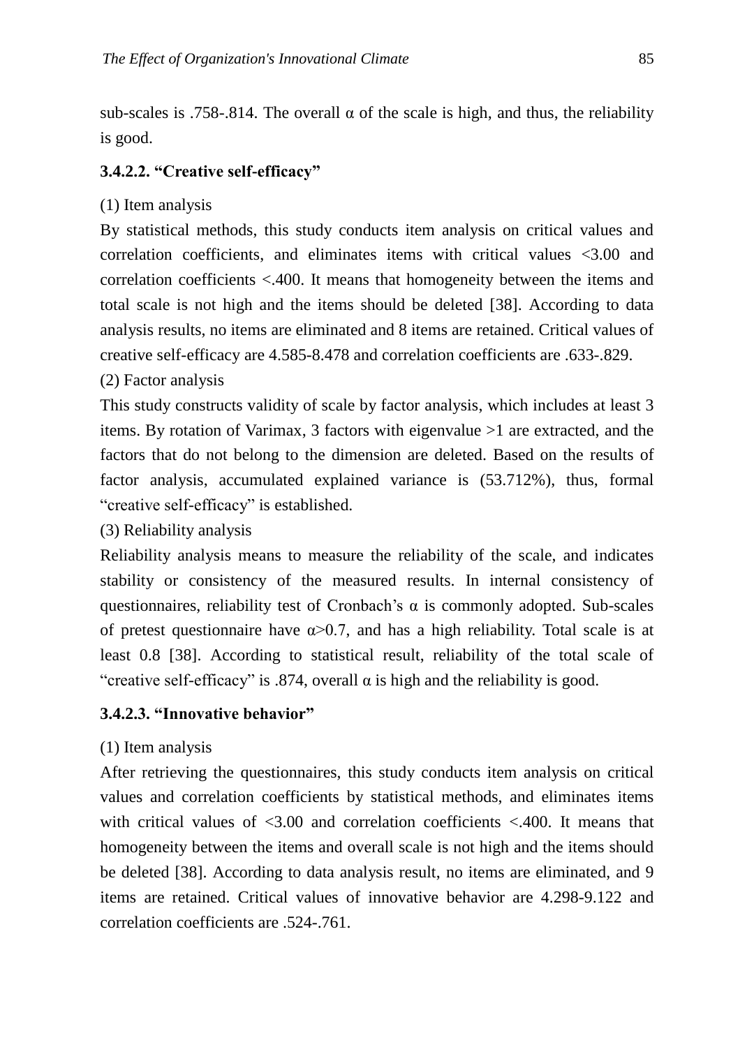sub-scales is .758-.814. The overall α of the scale is high, and thus, the reliability is good.

#### 3.4.2.2. “Creative self-efficacy”

(1) Item analysis

By statistical methods, this study conducts item analysis on critical values and correlation coefficients, and eliminates items with critical values <3.00 and correlation coefficients <.400. It means that homogeneity between the items and total scale is not high and the items should be deleted [38]. According to data analysis results, no items are eliminated and 8 items are retained. Critical values of creative self-efficacy are 4.585-8.478 and correlation coefficients are .633-.829.

(2) Factor analysis

This study constructs validity of scale by factor analysis, which includes at least 3 items. By rotation of Varimax, 3 factors with eigenvalue >1 are extracted, and the factors that do not belong to the dimension are deleted. Based on the results of factor analysis, accumulated explained variance is (53.712%), thus, formal “creative self-efficacy” is established.

(3) Reliability analysis

Reliability analysis means to measure the reliability of the scale, and indicates stability or consistency of the measured results. In internal consistency of questionnaires, reliability test of Cronbach’s α is commonly adopted. Sub-scales of pretest questionnaire have $\alpha > 0.7$, and has a high reliability. Total scale is at least 0.8 [38]. According to statistical result, reliability of the total scale of “creative self-efficacy” is .874, overall α is high and the reliability is good.

#### 3.4.2.3. “Innovative behavior”

(1) Item analysis

After retrieving the questionnaires, this study conducts item analysis on critical values and correlation coefficients by statistical methods, and eliminates items with critical values of <3.00 and correlation coefficients <.400. It means that homogeneity between the items and overall scale is not high and the items should be deleted [38]. According to data analysis result, no items are eliminated, and 9 items are retained. Critical values of innovative behavior are 4.298-9.122 and correlation coefficients are .524-.761.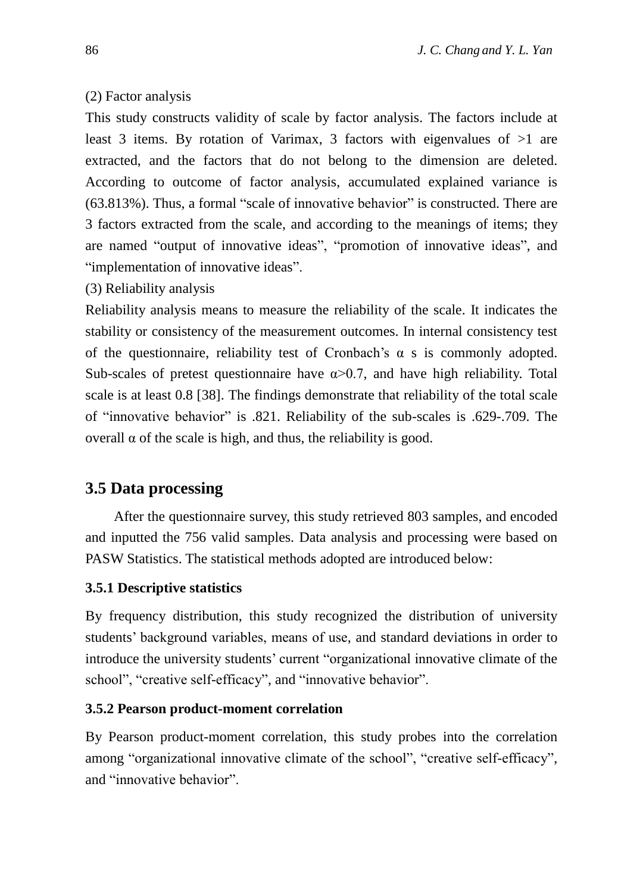(2) Factor analysis

This study constructs validity of scale by factor analysis. The factors include at least 3 items. By rotation of Varimax, 3 factors with eigenvalues of >1 are extracted, and the factors that do not belong to the dimension are deleted. According to outcome of factor analysis, accumulated explained variance is (63.813%). Thus, a formal "scale of innovative behavior" is constructed. There are 3 factors extracted from the scale, and according to the meanings of items; they are named "output of innovative ideas", "promotion of innovative ideas", and "implementation of innovative ideas".

(3) Reliability analysis

Reliability analysis means to measure the reliability of the scale. It indicates the stability or consistency of the measurement outcomes. In internal consistency test of the questionnaire, reliability test of Cronbach's α s is commonly adopted. Sub-scales of pretest questionnaire have $\alpha>0.7$, and have high reliability. Total scale is at least 0.8 [38]. The findings demonstrate that reliability of the total scale of "innovative behavior" is .821. Reliability of the sub-scales is .629-.709. The overall α of the scale is high, and thus, the reliability is good.

## 3.5 Data processing

After the questionnaire survey, this study retrieved 803 samples, and encoded and inputted the 756 valid samples. Data analysis and processing were based on PASW Statistics. The statistical methods adopted are introduced below:

### 3.5.1 Descriptive statistics

By frequency distribution, this study recognized the distribution of university students' background variables, means of use, and standard deviations in order to introduce the university students' current "organizational innovative climate of the school", "creative self-efficacy", and "innovative behavior".

### 3.5.2 Pearson product-moment correlation

By Pearson product-moment correlation, this study probes into the correlation among "organizational innovative climate of the school", "creative self-efficacy", and "innovative behavior".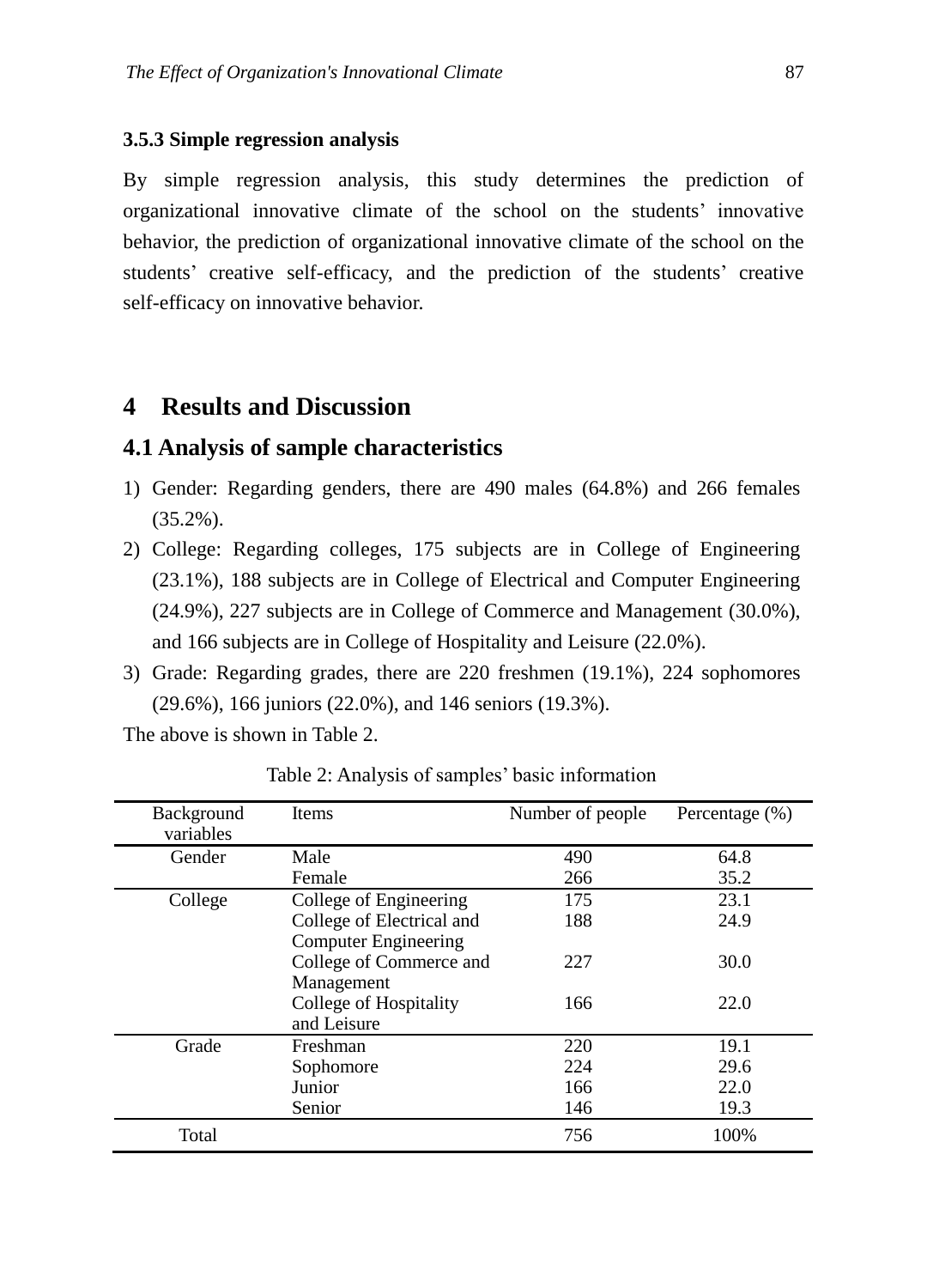### 3.5.3 Simple regression analysis

By simple regression analysis, this study determines the prediction of organizational innovative climate of the school on the students' innovative behavior, the prediction of organizational innovative climate of the school on the students' creative self-efficacy, and the prediction of the students' creative self-efficacy on innovative behavior.

# 4 Results and Discussion

## 4.1 Analysis of sample characteristics

1) Gender: Regarding genders, there are 490 males (64.8%) and 266 females (35.2%).
2) College: Regarding colleges, 175 subjects are in College of Engineering (23.1%), 188 subjects are in College of Electrical and Computer Engineering (24.9%), 227 subjects are in College of Commerce and Management (30.0%), and 166 subjects are in College of Hospitality and Leisure (22.0%).
3) Grade: Regarding grades, there are 220 freshmen (19.1%), 224 sophomores (29.6%), 166 juniors (22.0%), and 146 seniors (19.3%).

The above is shown in Table 2.

Table 2: Analysis of samples' basic information

| Background variables | Items | Number of people | Percentage (%) |
|---|---|---|---|
| Gender | Male | 490 | 64.8 |
| | Female | 266 | 35.2 |
| College | College of Engineering | 175 | 23.1 |
| | College of Electrical and Computer Engineering | 188 | 24.9 |
| | College of Commerce and Management | 227 | 30.0 |
| | College of Hospitality and Leisure | 166 | 22.0 |
| Grade | Freshman | 220 | 19.1 |
| | Sophomore | 224 | 29.6 |
| | Junior | 166 | 22.0 |
| | Senior | 146 | 19.3 |
| Total | | 756 | 100% |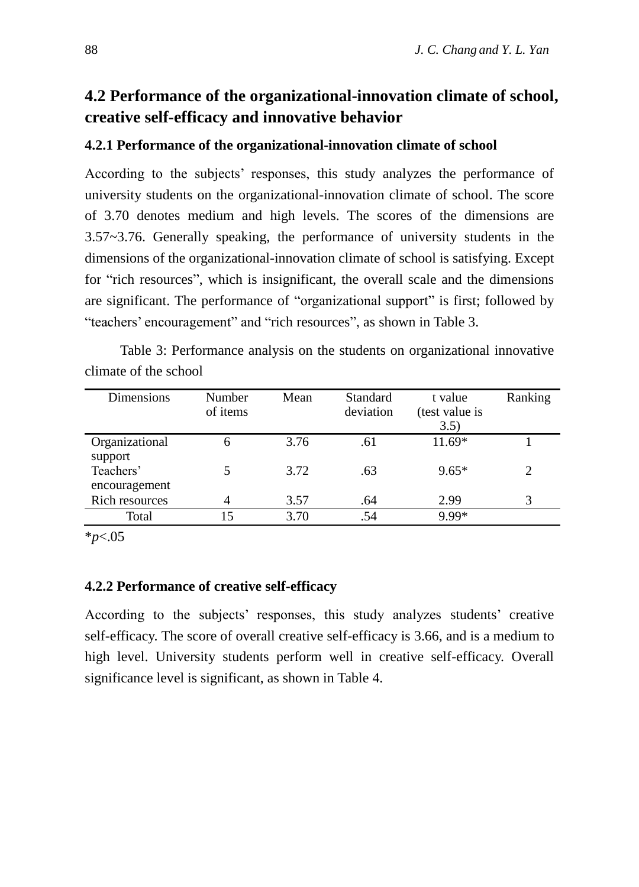## 4.2 Performance of the organizational-innovation climate of school, creative self-efficacy and innovative behavior

### 4.2.1 Performance of the organizational-innovation climate of school

According to the subjects' responses, this study analyzes the performance of university students on the organizational-innovation climate of school. The score of 3.70 denotes medium and high levels. The scores of the dimensions are 3.57~3.76. Generally speaking, the performance of university students in the dimensions of the organizational-innovation climate of school is satisfying. Except for "rich resources", which is insignificant, the overall scale and the dimensions are significant. The performance of "organizational support" is first; followed by "teachers' encouragement" and "rich resources", as shown in Table 3.

Table 3: Performance analysis on the students on organizational innovative climate of the school

| Dimensions | Number of items | Mean | Standard deviation | t value (test value is 3.5) | Ranking |
|---|---|---|---|---|---|
| Organizational support | 6 | 3.76 | .61 | 11.69* | 1 |
| Teachers' encouragement | 5 | 3.72 | .63 | 9.65* | 2 |
| Rich resources | 4 | 3.57 | .64 | 2.99 | 3 |
| Total | 15 | 3.70 | .54 | 9.99* | |

*$p$<.05

### 4.2.2 Performance of creative self-efficacy

According to the subjects' responses, this study analyzes students' creative self-efficacy. The score of overall creative self-efficacy is 3.66, and is a medium to high level. University students perform well in creative self-efficacy. Overall significance level is significant, as shown in Table 4.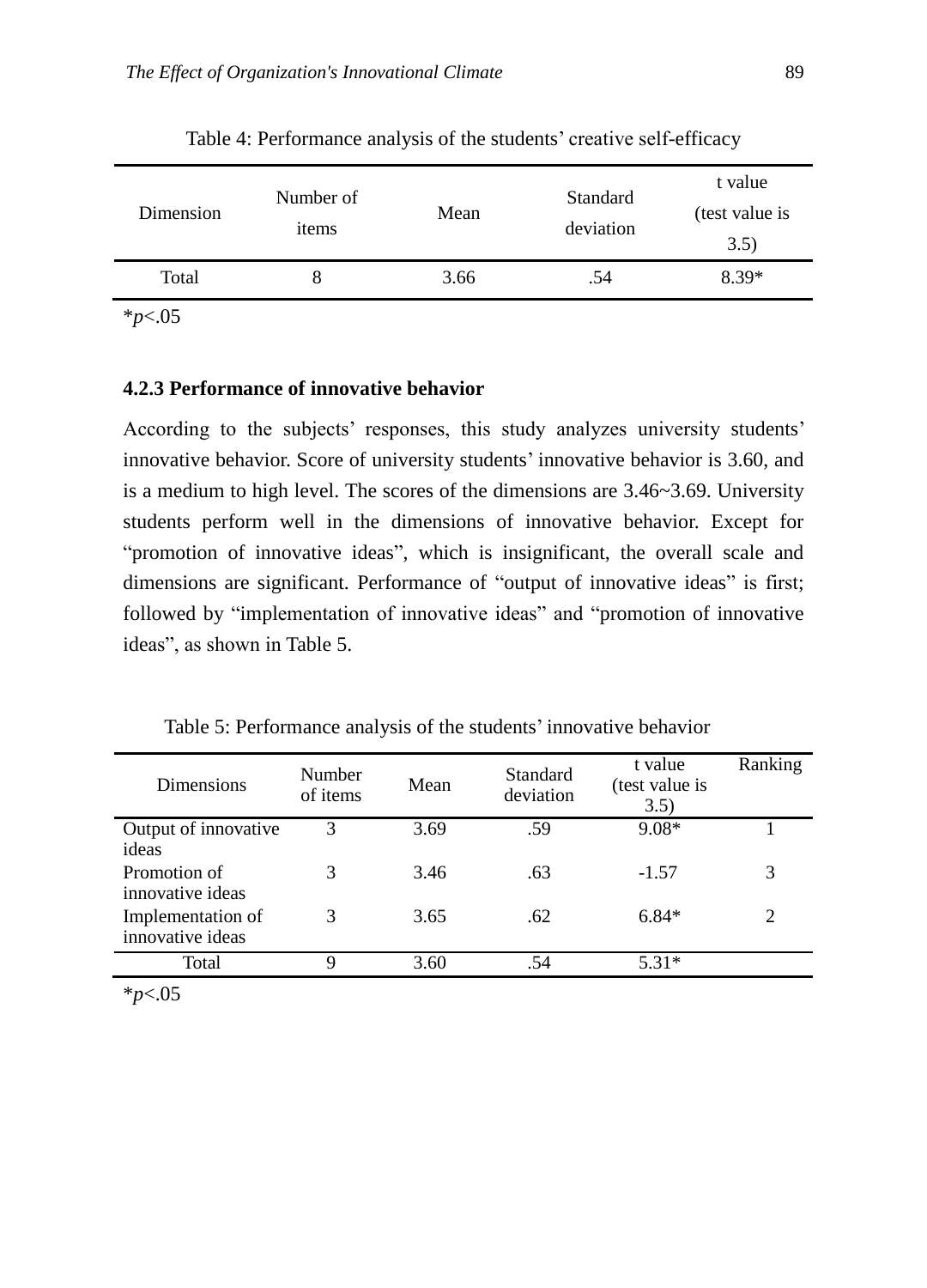Table 4: Performance analysis of the students' creative self-efficacy

| Dimension | Number of items | Mean | Standard deviation | t value (test value is 3.5) |
|---|---|---|---|---|
| Total | 8 | 3.66 | .54 | 8.39* |

*$p$<.05

#### 4.2.3 Performance of innovative behavior

According to the subjects' responses, this study analyzes university students' innovative behavior. Score of university students' innovative behavior is 3.60, and is a medium to high level. The scores of the dimensions are 3.46~3.69. University students perform well in the dimensions of innovative behavior. Except for "promotion of innovative ideas", which is insignificant, the overall scale and dimensions are significant. Performance of "output of innovative ideas" is first; followed by "implementation of innovative ideas" and "promotion of innovative ideas", as shown in Table 5.

Table 5: Performance analysis of the students' innovative behavior

| Dimensions | Number of items | Mean | Standard deviation | t value (test value is 3.5) | Ranking |
|---|---|---|---|---|---|
| Output of innovative ideas | 3 | 3.69 | .59 | 9.08* | 1 |
| Promotion of innovative ideas | 3 | 3.46 | .63 | -1.57 | 3 |
| Implementation of innovative ideas | 3 | 3.65 | .62 | 6.84* | 2 |
| Total | 9 | 3.60 | .54 | 5.31* | |

*$p$<.05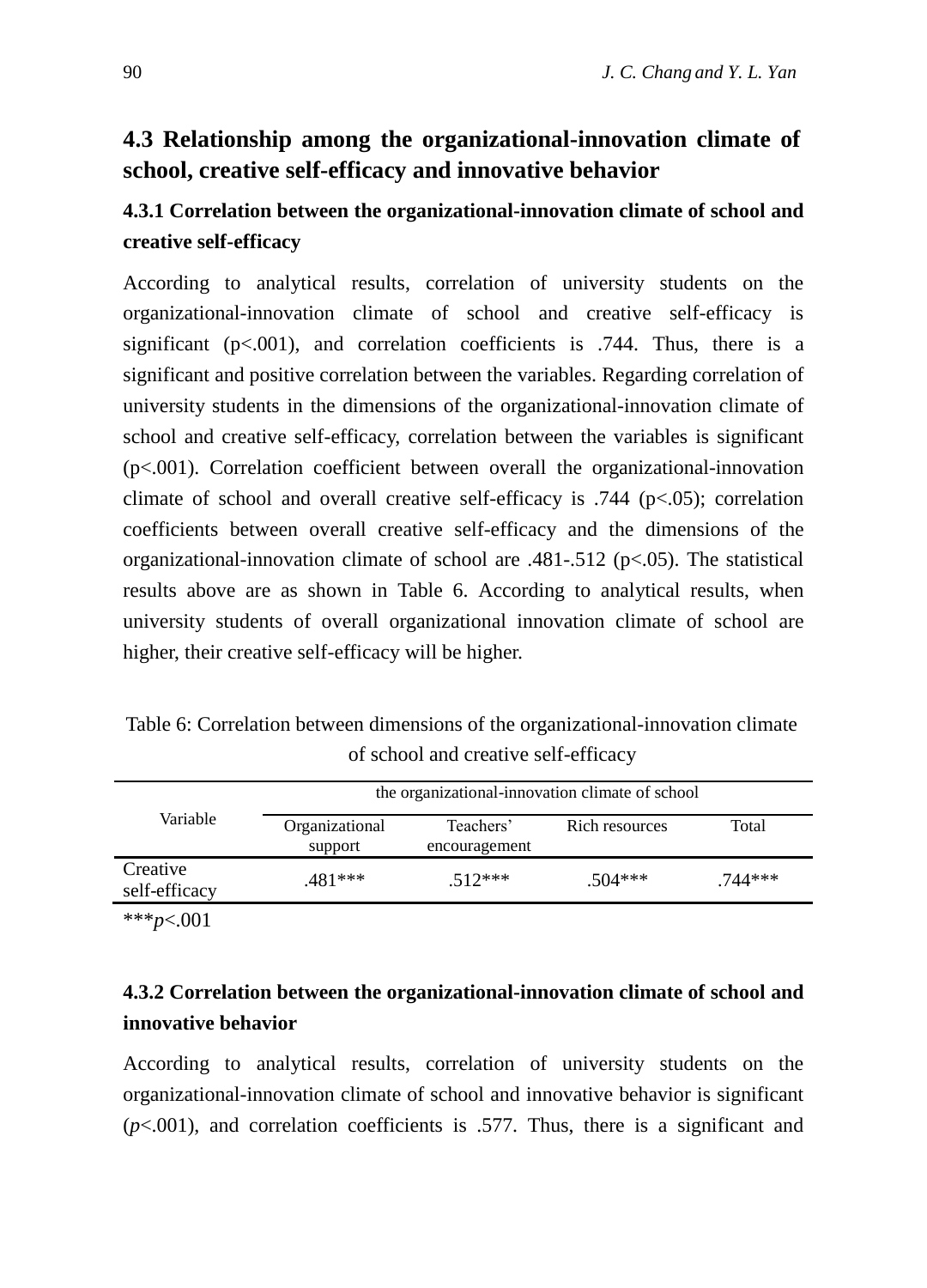## 4.3 Relationship among the organizational-innovation climate of school, creative self-efficacy and innovative behavior

### 4.3.1 Correlation between the organizational-innovation climate of school and creative self-efficacy

According to analytical results, correlation of university students on the organizational-innovation climate of school and creative self-efficacy is significant ($p<.001$), and correlation coefficients is .744. Thus, there is a significant and positive correlation between the variables. Regarding correlation of university students in the dimensions of the organizational-innovation climate of school and creative self-efficacy, correlation between the variables is significant ($p<.001$). Correlation coefficient between overall the organizational-innovation climate of school and overall creative self-efficacy is .744 ($p<.05$); correlation coefficients between overall creative self-efficacy and the dimensions of the organizational-innovation climate of school are .481-.512 ($p<.05$). The statistical results above are as shown in Table 6. According to analytical results, when university students of overall organizational innovation climate of school are higher, their creative self-efficacy will be higher.

Table 6: Correlation between dimensions of the organizational-innovation climate of school and creative self-efficacy

| Variable | the organizational-innovation climate of school | | | |
|---|---|---|---|---|
| | Organizational support | Teachers' encouragement | Rich resources | Total |
| Creative self-efficacy | .481*** | .512*** | .504*** | .744*** |

***$p<.001$

### 4.3.2 Correlation between the organizational-innovation climate of school and innovative behavior

According to analytical results, correlation of university students on the organizational-innovation climate of school and innovative behavior is significant ($p<.001$), and correlation coefficients is .577. Thus, there is a significant and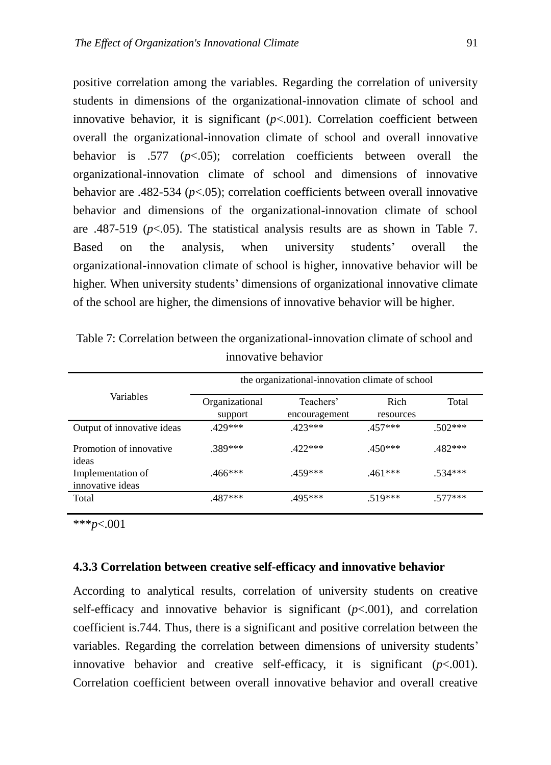positive correlation among the variables. Regarding the correlation of university students in dimensions of the organizational-innovation climate of school and innovative behavior, it is significant ($p$<.001). Correlation coefficient between overall the organizational-innovation climate of school and overall innovative behavior is .577 ($p$<.05); correlation coefficients between overall the organizational-innovation climate of school and dimensions of innovative behavior are .482-534 ($p$<.05); correlation coefficients between overall innovative behavior and dimensions of the organizational-innovation climate of school are .487-519 ($p$<.05). The statistical analysis results are as shown in Table 7. Based on the analysis, when university students' overall the organizational-innovation climate of school is higher, innovative behavior will be higher. When university students' dimensions of organizational innovative climate of the school are higher, the dimensions of innovative behavior will be higher.

Table 7: Correlation between the organizational-innovation climate of school and innovative behavior

| Variables | the organizational-innovation climate of school | | | |
|---|---|---|---|---|
| | Organizational support | Teachers' encouragement | Rich resources | Total |
| Output of innovative ideas | .429*** | .423*** | .457*** | .502*** |
| Promotion of innovative ideas | .389*** | .422*** | .450*** | .482*** |
| Implementation of innovative ideas | .466*** | .459*** | .461*** | .534*** |
| Total | .487*** | .495*** | .519*** | .577*** |

***$p$<.001

### 4.3.3 Correlation between creative self-efficacy and innovative behavior

According to analytical results, correlation of university students on creative self-efficacy and innovative behavior is significant ($p$<.001), and correlation coefficient is.744. Thus, there is a significant and positive correlation between the variables. Regarding the correlation between dimensions of university students' innovative behavior and creative self-efficacy, it is significant ($p$<.001). Correlation coefficient between overall innovative behavior and overall creative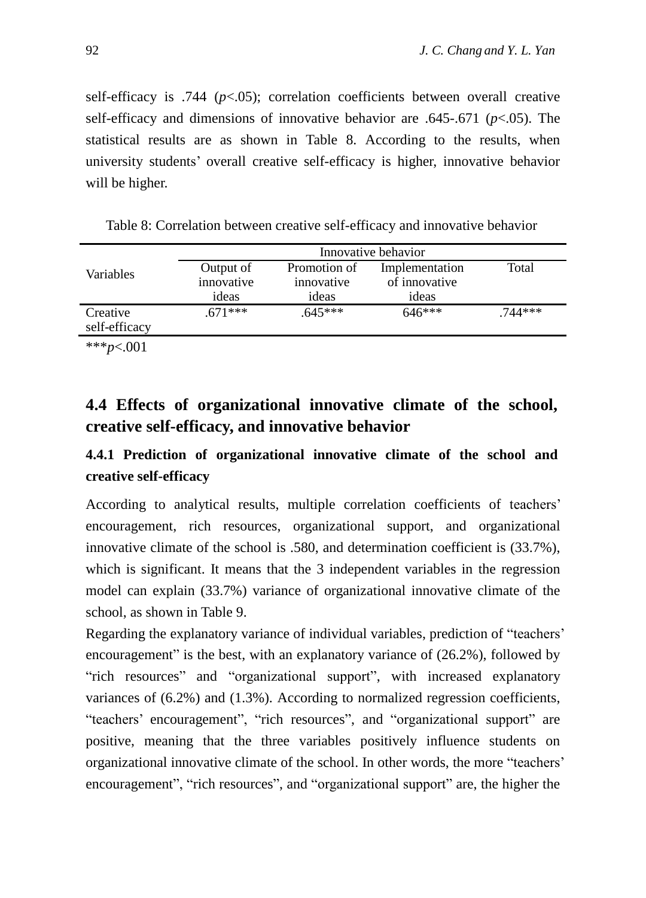self-efficacy is .744 ($p$<.05); correlation coefficients between overall creative self-efficacy and dimensions of innovative behavior are .645-.671 ($p$<.05). The statistical results are as shown in Table 8. According to the results, when university students' overall creative self-efficacy is higher, innovative behavior will be higher.

Table 8: Correlation between creative self-efficacy and innovative behavior

| Variables | Innovative behavior | | | |
|---|---|---|---|---|
| | Output of innovative ideas | Promotion of innovative ideas | Implementation of innovative ideas | Total |
| Creative self-efficacy | .671*** | .645*** | 646*** | .744*** |

***$p$<.001

## 4.4 Effects of organizational innovative climate of the school, creative self-efficacy, and innovative behavior

### 4.4.1 Prediction of organizational innovative climate of the school and creative self-efficacy

According to analytical results, multiple correlation coefficients of teachers' encouragement, rich resources, organizational support, and organizational innovative climate of the school is .580, and determination coefficient is (33.7%), which is significant. It means that the 3 independent variables in the regression model can explain (33.7%) variance of organizational innovative climate of the school, as shown in Table 9.

Regarding the explanatory variance of individual variables, prediction of "teachers' encouragement" is the best, with an explanatory variance of (26.2%), followed by "rich resources" and "organizational support", with increased explanatory variances of (6.2%) and (1.3%). According to normalized regression coefficients, "teachers' encouragement", "rich resources", and "organizational support" are positive, meaning that the three variables positively influence students on organizational innovative climate of the school. In other words, the more "teachers' encouragement", "rich resources", and "organizational support" are, the higher the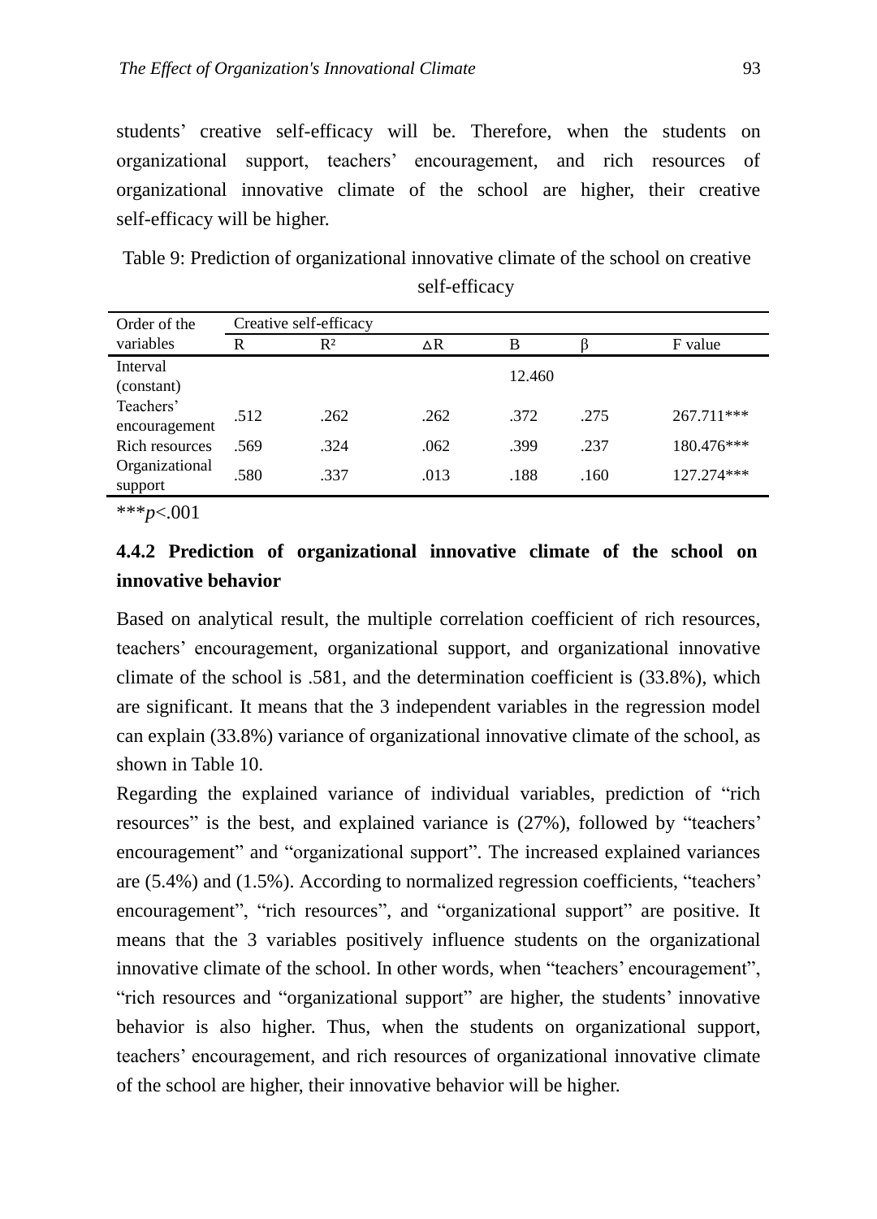students' creative self-efficacy will be. Therefore, when the students on organizational support, teachers' encouragement, and rich resources of organizational innovative climate of the school are higher, their creative self-efficacy will be higher.

Table 9: Prediction of organizational innovative climate of the school on creative self-efficacy

| Order of the variables | Creative self-efficacy | | | | | |
|---|---|---|---|---|---|---|
| | R | $R^2$ | ΔR | B | β | F value |
| Interval (constant) | | | | 12.460 | | |
| Teachers' encouragement | .512 | .262 | .262 | .372 | .275 | 267.711*** |
| Rich resources | .569 | .324 | .062 | .399 | .237 | 180.476*** |
| Organizational support | .580 | .337 | .013 | .188 | .160 | 127.274*** |

****p*<.001

### 4.4.2 Prediction of organizational innovative climate of the school on innovative behavior

Based on analytical result, the multiple correlation coefficient of rich resources, teachers' encouragement, organizational support, and organizational innovative climate of the school is .581, and the determination coefficient is (33.8%), which are significant. It means that the 3 independent variables in the regression model can explain (33.8%) variance of organizational innovative climate of the school, as shown in Table 10.

Regarding the explained variance of individual variables, prediction of "rich resources" is the best, and explained variance is (27%), followed by "teachers' encouragement" and "organizational support". The increased explained variances are (5.4%) and (1.5%). According to normalized regression coefficients, "teachers' encouragement", "rich resources", and "organizational support" are positive. It means that the 3 variables positively influence students on the organizational innovative climate of the school. In other words, when "teachers' encouragement", "rich resources and "organizational support" are higher, the students' innovative behavior is also higher. Thus, when the students on organizational support, teachers' encouragement, and rich resources of organizational innovative climate of the school are higher, their innovative behavior will be higher.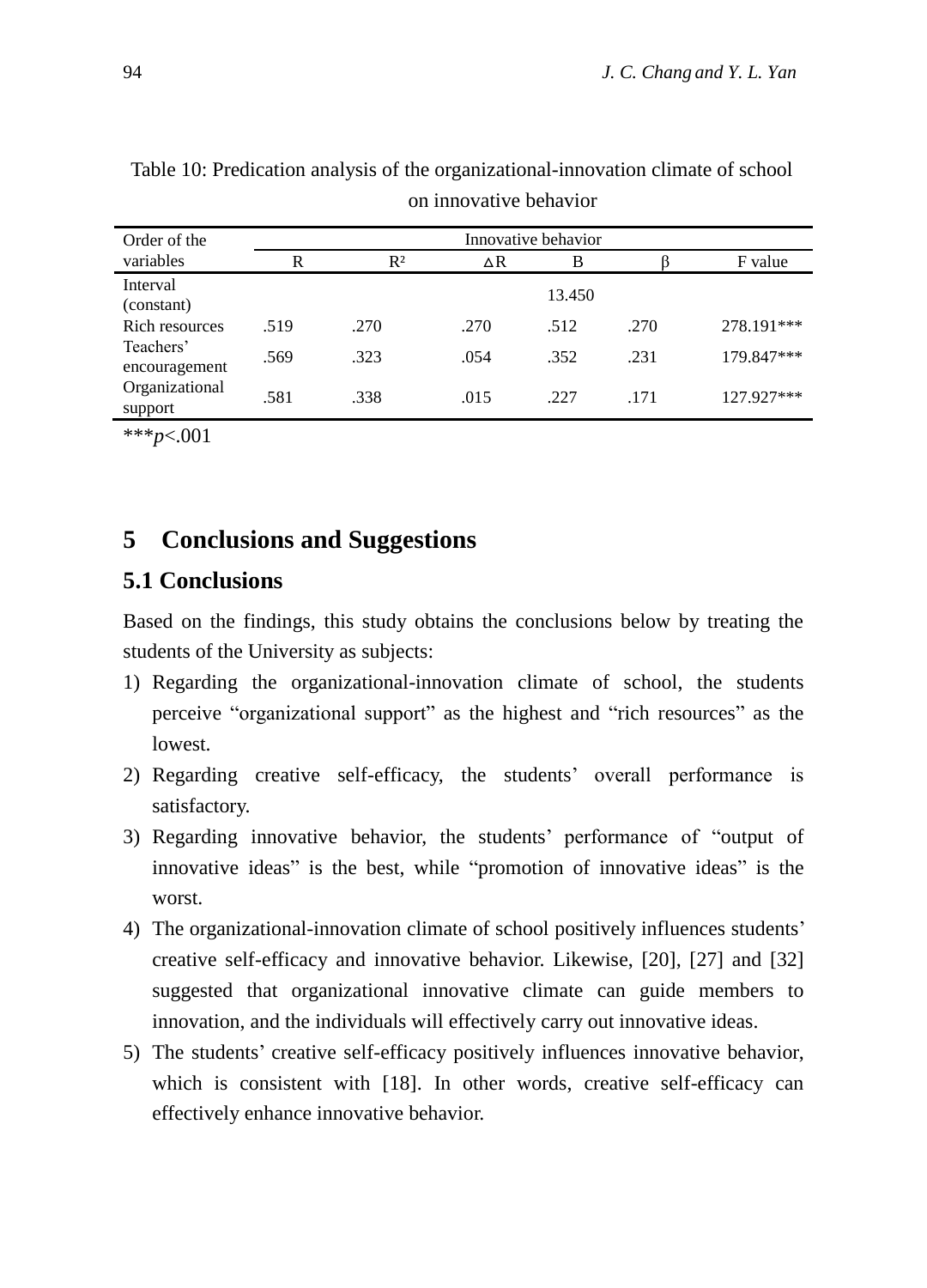Table 10: Predication analysis of the organizational-innovation climate of school on innovative behavior

| Order of the variables | Innovative behavior | | | | | |
|---|---|---|---|---|---|---|
| | R | $R^2$ | ΔR | B | β | F value |
| Interval (constant) | | | | 13.450 | | |
| Rich resources | .519 | .270 | .270 | .512 | .270 | 278.191*** |
| Teachers' encouragement | .569 | .323 | .054 | .352 | .231 | 179.847*** |
| Organizational support | .581 | .338 | .015 | .227 | .171 | 127.927*** |

***$p$<.001

# 5 Conclusions and Suggestions

## 5.1 Conclusions

Based on the findings, this study obtains the conclusions below by treating the students of the University as subjects:

1) Regarding the organizational-innovation climate of school, the students perceive "organizational support" as the highest and "rich resources" as the lowest.
2) Regarding creative self-efficacy, the students' overall performance is satisfactory.
3) Regarding innovative behavior, the students' performance of "output of innovative ideas" is the best, while "promotion of innovative ideas" is the worst.
4) The organizational-innovation climate of school positively influences students' creative self-efficacy and innovative behavior. Likewise, [20], [27] and [32] suggested that organizational innovative climate can guide members to innovation, and the individuals will effectively carry out innovative ideas.
5) The students' creative self-efficacy positively influences innovative behavior, which is consistent with [18]. In other words, creative self-efficacy can effectively enhance innovative behavior.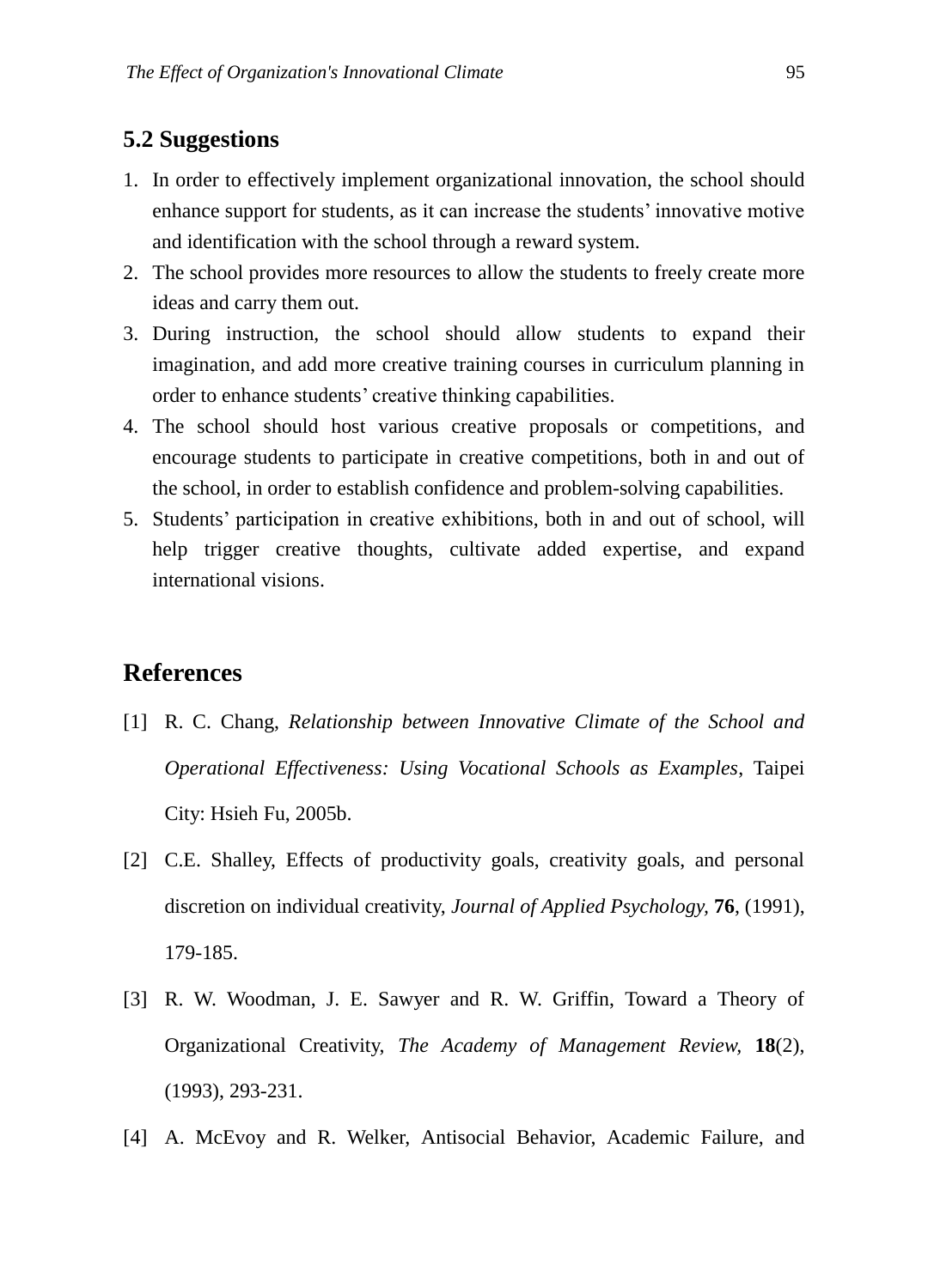## 5.2 Suggestions

1. In order to effectively implement organizational innovation, the school should enhance support for students, as it can increase the students' innovative motive and identification with the school through a reward system.
2. The school provides more resources to allow the students to freely create more ideas and carry them out.
3. During instruction, the school should allow students to expand their imagination, and add more creative training courses in curriculum planning in order to enhance students' creative thinking capabilities.
4. The school should host various creative proposals or competitions, and encourage students to participate in creative competitions, both in and out of the school, in order to establish confidence and problem-solving capabilities.
5. Students' participation in creative exhibitions, both in and out of school, will help trigger creative thoughts, cultivate added expertise, and expand international visions.

# References

[1] R. C. Chang, *Relationship between Innovative Climate of the School and Operational Effectiveness: Using Vocational Schools as Examples*, Taipei City: Hsieh Fu, 2005b.

[2] C.E. Shalley, Effects of productivity goals, creativity goals, and personal discretion on individual creativity, *Journal of Applied Psychology,* **76**, (1991), 179-185.

[3] R. W. Woodman, J. E. Sawyer and R. W. Griffin, Toward a Theory of Organizational Creativity, *The Academy of Management Review,* **18**(2), (1993), 293-231.

[4] A. McEvoy and R. Welker, Antisocial Behavior, Academic Failure, and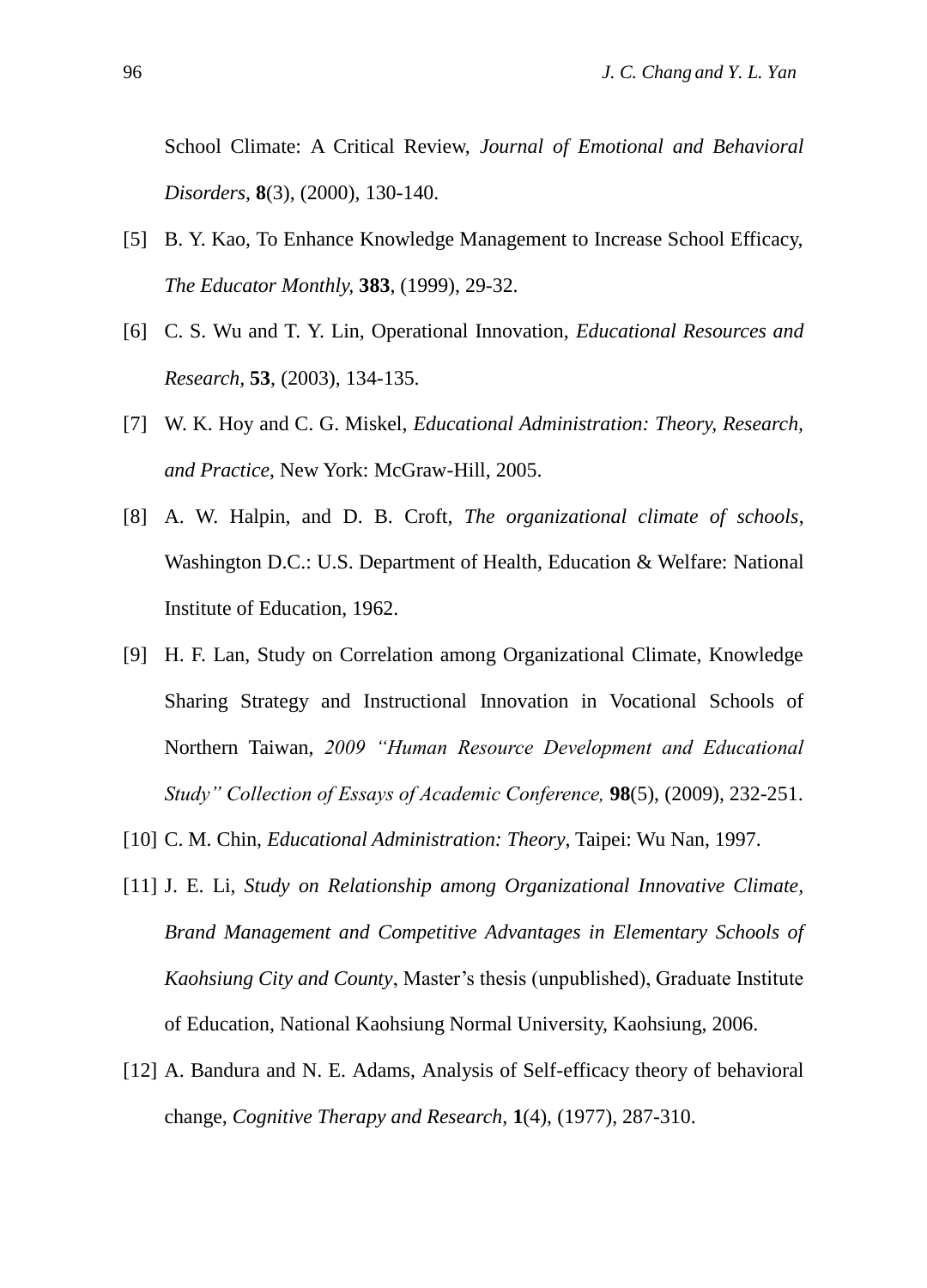School Climate: A Critical Review, *Journal of Emotional and Behavioral Disorders*, **8**(3), (2000), 130-140.

[5] B. Y. Kao, To Enhance Knowledge Management to Increase School Efficacy, *The Educator Monthly*, **383**, (1999), 29-32.

[6] C. S. Wu and T. Y. Lin, Operational Innovation, *Educational Resources and Research*, **53**, (2003), 134-135.

[7] W. K. Hoy and C. G. Miskel, *Educational Administration: Theory, Research, and Practice*, New York: McGraw-Hill, 2005.

[8] A. W. Halpin, and D. B. Croft, *The organizational climate of schools*, Washington D.C.: U.S. Department of Health, Education & Welfare: National Institute of Education, 1962.

[9] H. F. Lan, Study on Correlation among Organizational Climate, Knowledge Sharing Strategy and Instructional Innovation in Vocational Schools of Northern Taiwan, *2009 "Human Resource Development and Educational Study" Collection of Essays of Academic Conference,* **98**(5), (2009), 232-251.

[10] C. M. Chin, *Educational Administration: Theory*, Taipei: Wu Nan, 1997.

[11] J. E. Li, *Study on Relationship among Organizational Innovative Climate, Brand Management and Competitive Advantages in Elementary Schools of Kaohsiung City and County*, Master's thesis (unpublished), Graduate Institute of Education, National Kaohsiung Normal University, Kaohsiung, 2006.

[12] A. Bandura and N. E. Adams, Analysis of Self-efficacy theory of behavioral change, *Cognitive Therapy and Research*, **1**(4), (1977), 287-310.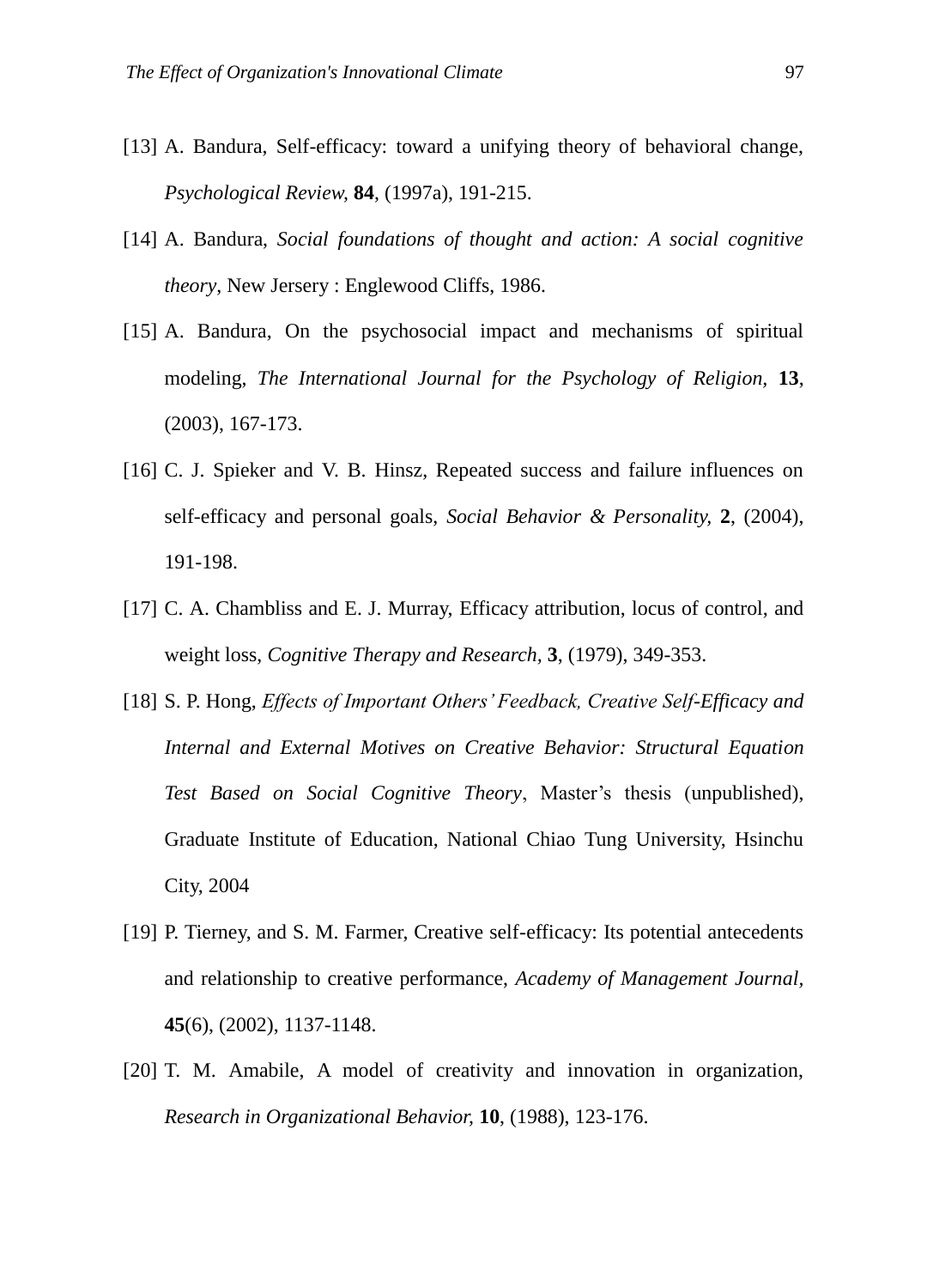[13] A. Bandura, Self-efficacy: toward a unifying theory of behavioral change, *Psychological Review*, **84**, (1997a), 191-215.

[14] A. Bandura, *Social foundations of thought and action: A social cognitive theory*, New Jersery : Englewood Cliffs, 1986.

[15] A. Bandura, On the psychosocial impact and mechanisms of spiritual modeling, *The International Journal for the Psychology of Religion,* **13**, (2003), 167-173.

[16] C. J. Spieker and V. B. Hinsz, Repeated success and failure influences on self-efficacy and personal goals, *Social Behavior & Personality,* **2**, (2004), 191-198.

[17] C. A. Chambliss and E. J. Murray, Efficacy attribution, locus of control, and weight loss, *Cognitive Therapy and Research*, **3**, (1979), 349-353.

[18] S. P. Hong, *Effects of Important Others' Feedback, Creative Self-Efficacy and Internal and External Motives on Creative Behavior: Structural Equation Test Based on Social Cognitive Theory*, Master's thesis (unpublished), Graduate Institute of Education, National Chiao Tung University, Hsinchu City, 2004

[19] P. Tierney, and S. M. Farmer, Creative self-efficacy: Its potential antecedents and relationship to creative performance, *Academy of Management Journal,* **45**(6), (2002), 1137-1148.

[20] T. M. Amabile, A model of creativity and innovation in organization, *Research in Organizational Behavior,* **10**, (1988), 123-176.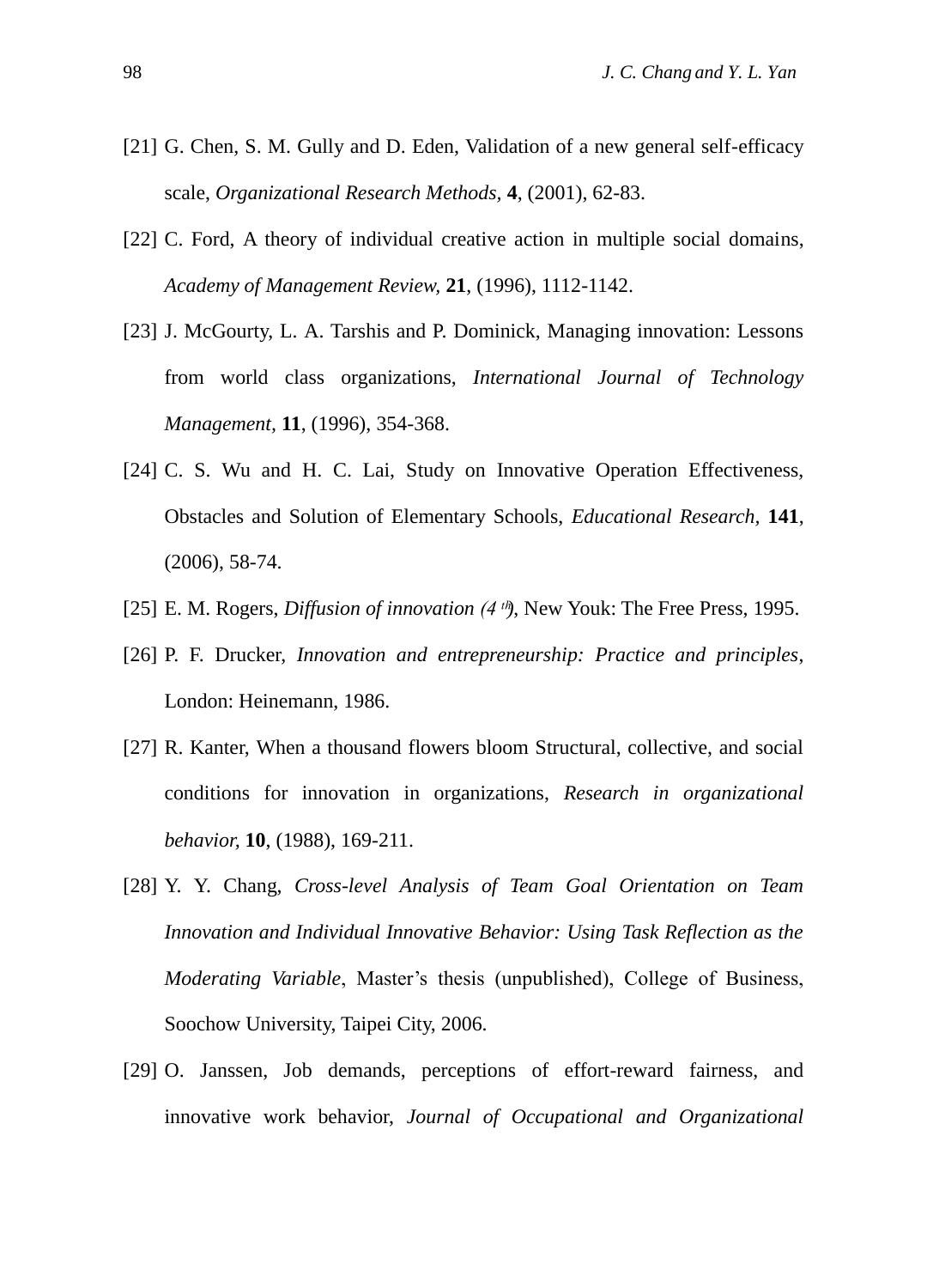[21] G. Chen, S. M. Gully and D. Eden, Validation of a new general self-efficacy scale, *Organizational Research Methods,* **4**, (2001), 62-83.

[22] C. Ford, A theory of individual creative action in multiple social domains, *Academy of Management Review,* **21**, (1996), 1112-1142.

[23] J. McGourty, L. A. Tarshis and P. Dominick, Managing innovation: Lessons from world class organizations, *International Journal of Technology Management,* **11**, (1996), 354-368.

[24] C. S. Wu and H. C. Lai, Study on Innovative Operation Effectiveness, Obstacles and Solution of Elementary Schools, *Educational Research,* **141**, (2006), 58-74.

[25] E. M. Rogers, *Diffusion of innovation (4 th),* New Youk: The Free Press, 1995.

[26] P. F. Drucker, *Innovation and entrepreneurship: Practice and principles,* London: Heinemann, 1986.

[27] R. Kanter, When a thousand flowers bloom Structural, collective, and social conditions for innovation in organizations, *Research in organizational behavior,* **10**, (1988), 169-211.

[28] Y. Y. Chang, *Cross-level Analysis of Team Goal Orientation on Team Innovation and Individual Innovative Behavior: Using Task Reflection as the Moderating Variable*, Master's thesis (unpublished), College of Business, Soochow University, Taipei City, 2006.

[29] O. Janssen, Job demands, perceptions of effort-reward fairness, and innovative work behavior, *Journal of Occupational and Organizational*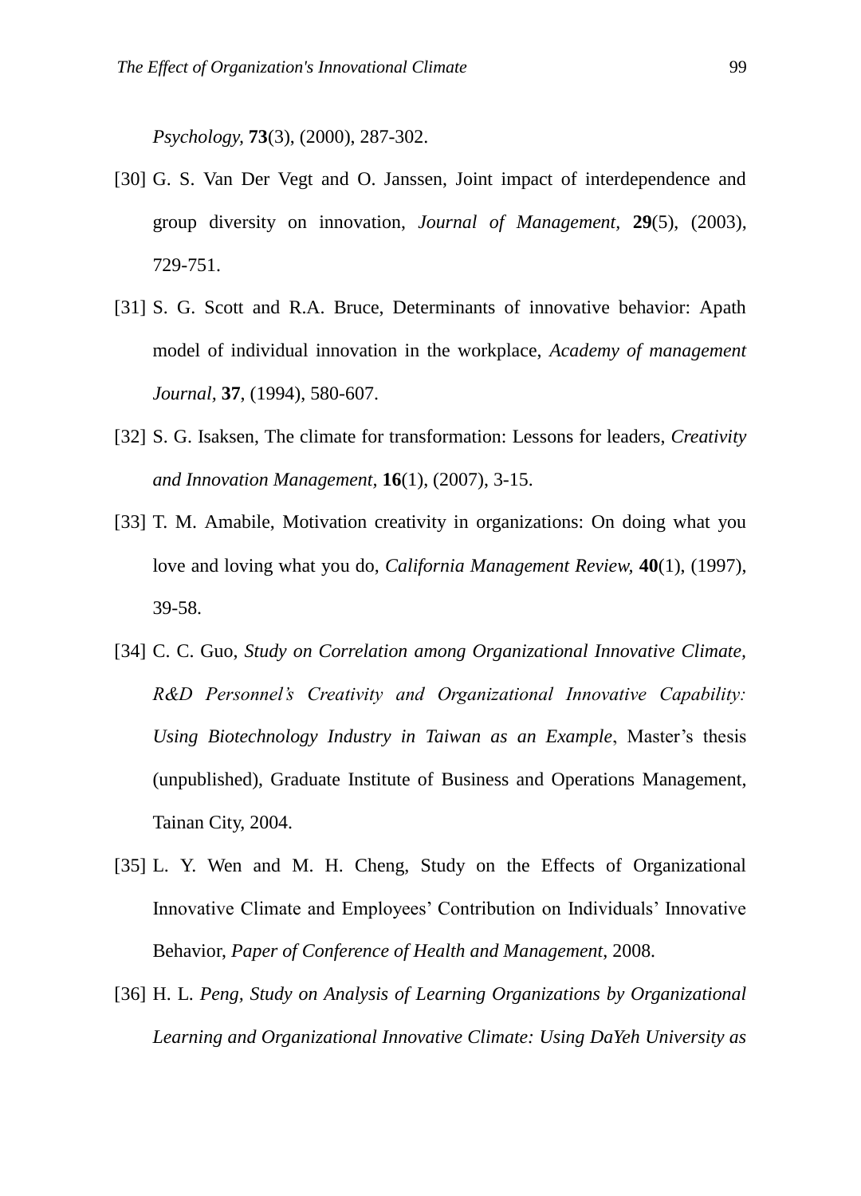*Psychology*, **73**(3), (2000), 287-302.

[30] G. S. Van Der Vegt and O. Janssen, Joint impact of interdependence and group diversity on innovation, *Journal of Management*, **29**(5), (2003), 729-751.

[31] S. G. Scott and R.A. Bruce, Determinants of innovative behavior: Apath model of individual innovation in the workplace, *Academy of management Journal*, **37**, (1994), 580-607.

[32] S. G. Isaksen, The climate for transformation: Lessons for leaders, *Creativity and Innovation Management*, **16**(1), (2007), 3-15.

[33] T. M. Amabile, Motivation creativity in organizations: On doing what you love and loving what you do, *California Management Review*, **40**(1), (1997), 39-58.

[34] C. C. Guo, *Study on Correlation among Organizational Innovative Climate, R&D Personnel's Creativity and Organizational Innovative Capability: Using Biotechnology Industry in Taiwan as an Example*, Master's thesis (unpublished), Graduate Institute of Business and Operations Management, Tainan City, 2004.

[35] L. Y. Wen and M. H. Cheng, Study on the Effects of Organizational Innovative Climate and Employees' Contribution on Individuals' Innovative Behavior, *Paper of Conference of Health and Management*, 2008.

[36] H. L. *Peng, Study on Analysis of Learning Organizations by Organizational Learning and Organizational Innovative Climate: Using DaYeh University as*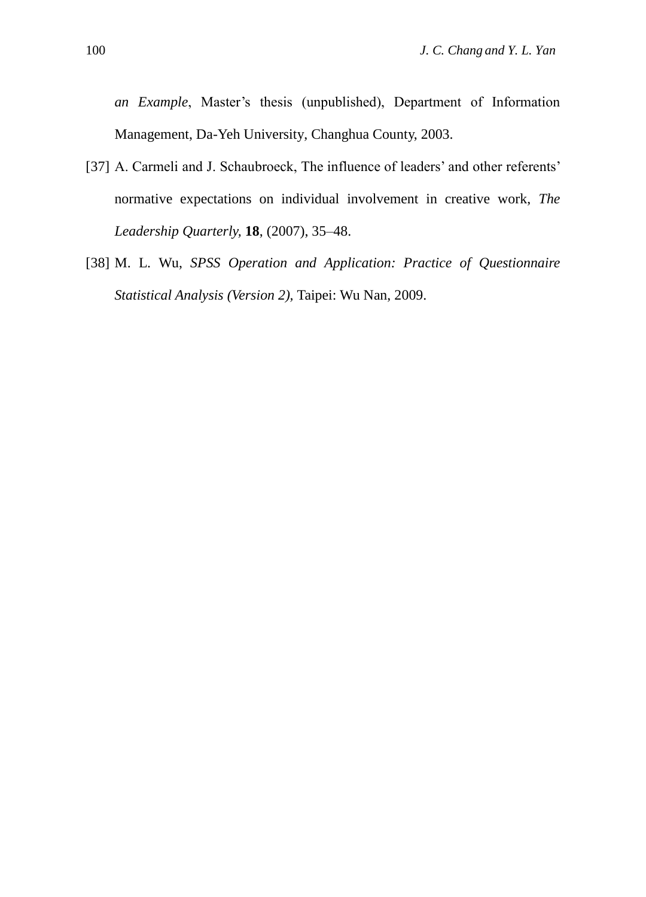*an Example*, Master's thesis (unpublished), Department of Information Management, Da-Yeh University, Changhua County, 2003.

[37] A. Carmeli and J. Schaubroeck, The influence of leaders' and other referents' normative expectations on individual involvement in creative work, *The Leadership Quarterly,* **18**, (2007), 35–48.

[38] M. L. Wu, *SPSS Operation and Application: Practice of Questionnaire Statistical Analysis (Version 2),* Taipei: Wu Nan, 2009.